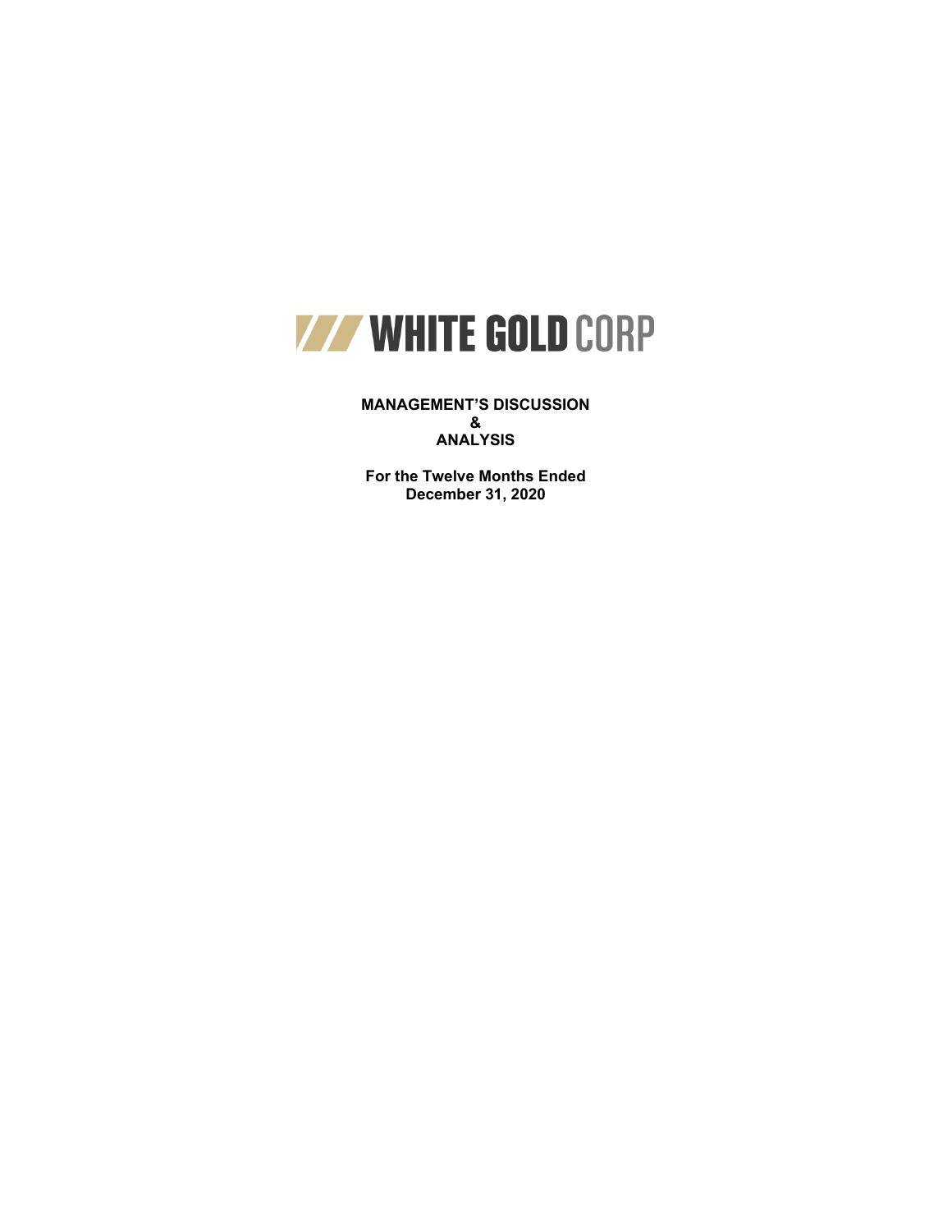# WHITE GOLD CORP

**MANAGEMENT'S DISCUSSION**
**&**
**ANALYSIS**

**For the Twelve Months Ended**
**December 31, 2020**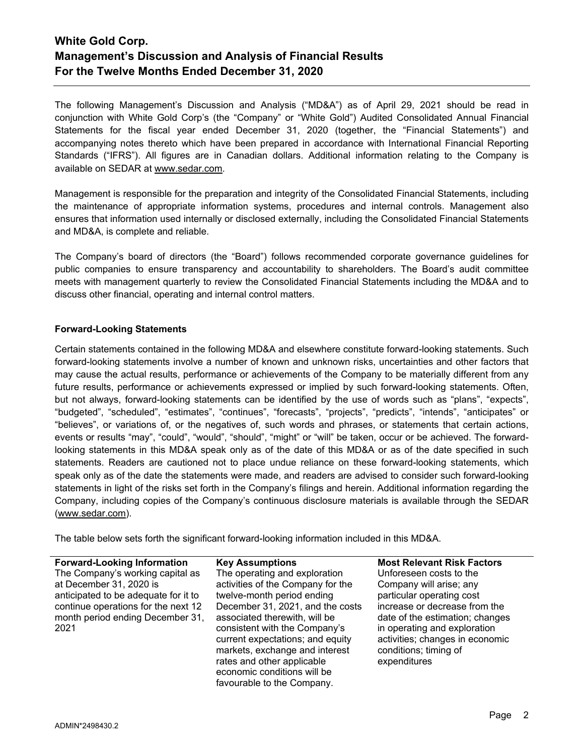# White Gold Corp.
# Management's Discussion and Analysis of Financial Results
# For the Twelve Months Ended December 31, 2020

The following Management's Discussion and Analysis ("MD&A") as of April 29, 2021 should be read in conjunction with White Gold Corp's (the "Company" or "White Gold") Audited Consolidated Annual Financial Statements for the fiscal year ended December 31, 2020 (together, the "Financial Statements") and accompanying notes thereto which have been prepared in accordance with International Financial Reporting Standards ("IFRS"). All figures are in Canadian dollars. Additional information relating to the Company is available on SEDAR at www.sedar.com.

Management is responsible for the preparation and integrity of the Consolidated Financial Statements, including the maintenance of appropriate information systems, procedures and internal controls. Management also ensures that information used internally or disclosed externally, including the Consolidated Financial Statements and MD&A, is complete and reliable.

The Company's board of directors (the "Board") follows recommended corporate governance guidelines for public companies to ensure transparency and accountability to shareholders. The Board's audit committee meets with management quarterly to review the Consolidated Financial Statements including the MD&A and to discuss other financial, operating and internal control matters.

**Forward-Looking Statements**

Certain statements contained in the following MD&A and elsewhere constitute forward-looking statements. Such forward-looking statements involve a number of known and unknown risks, uncertainties and other factors that may cause the actual results, performance or achievements of the Company to be materially different from any future results, performance or achievements expressed or implied by such forward-looking statements. Often, but not always, forward-looking statements can be identified by the use of words such as "plans", "expects", "budgeted", "scheduled", "estimates", "continues", "forecasts", "projects", "predicts", "intends", "anticipates" or "believes", or variations of, or the negatives of, such words and phrases, or statements that certain actions, events or results "may", "could", "would", "should", "might" or "will" be taken, occur or be achieved. The forward-looking statements in this MD&A speak only as of the date of this MD&A or as of the date specified in such statements. Readers are cautioned not to place undue reliance on these forward-looking statements, which speak only as of the date the statements were made, and readers are advised to consider such forward-looking statements in light of the risks set forth in the Company's filings and herein. Additional information regarding the Company, including copies of the Company's continuous disclosure materials is available through the SEDAR (www.sedar.com).

The table below sets forth the significant forward-looking information included in this MD&A.

| Forward-Looking Information | Key Assumptions | Most Relevant Risk Factors |
|---|---|---|
| The Company's working capital as at December 31, 2020 is anticipated to be adequate for it to continue operations for the next 12 month period ending December 31, 2021 | The operating and exploration activities of the Company for the twelve-month period ending December 31, 2021, and the costs associated therewith, will be consistent with the Company's current expectations; and equity markets, exchange and interest rates and other applicable economic conditions will be favourable to the Company. | Unforeseen costs to the Company will arise; any particular operating cost increase or decrease from the date of the estimation; changes in operating and exploration activities; changes in economic conditions; timing of expenditures |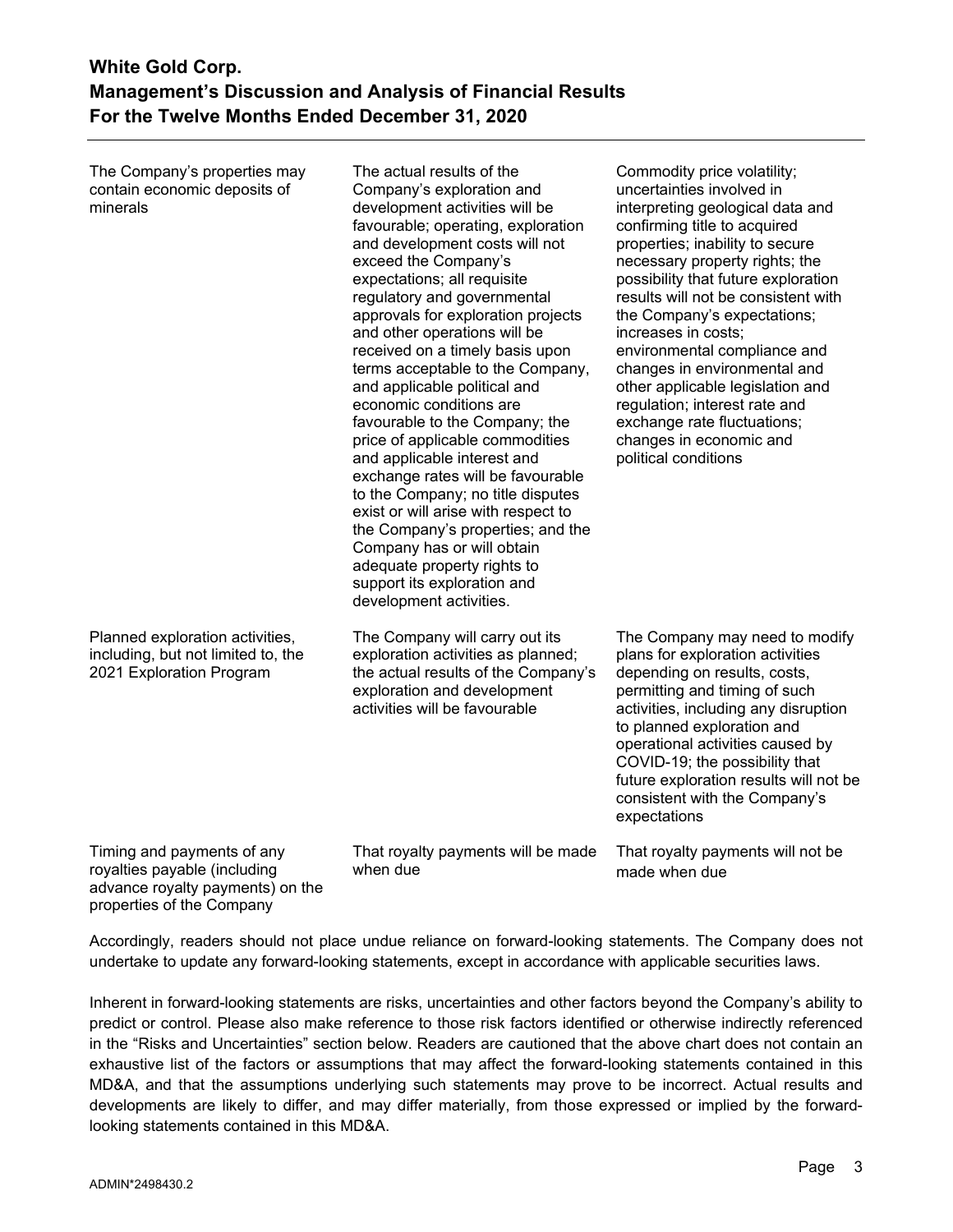| | | |
|---|---|---|
| The Company's properties may contain economic deposits of minerals | The actual results of the Company's exploration and development activities will be favourable; operating, exploration and development costs will not exceed the Company's expectations; all requisite regulatory and governmental approvals for exploration projects and other operations will be received on a timely basis upon terms acceptable to the Company, and applicable political and economic conditions are favourable to the Company; the price of applicable commodities and applicable interest and exchange rates will be favourable to the Company; no title disputes exist or will arise with respect to the Company's properties; and the Company has or will obtain adequate property rights to support its exploration and development activities. | Commodity price volatility; uncertainties involved in interpreting geological data and confirming title to acquired properties; inability to secure necessary property rights; the possibility that future exploration results will not be consistent with the Company's expectations; increases in costs; environmental compliance and changes in environmental and other applicable legislation and regulation; interest rate and exchange rate fluctuations; changes in economic and political conditions |
| Planned exploration activities, including, but not limited to, the 2021 Exploration Program | The Company will carry out its exploration activities as planned; the actual results of the Company's exploration and development activities will be favourable | The Company may need to modify plans for exploration activities depending on results, costs, permitting and timing of such activities, including any disruption to planned exploration and operational activities caused by COVID-19; the possibility that future exploration results will not be consistent with the Company's expectations |
| Timing and payments of any royalties payable (including advance royalty payments) on the properties of the Company | That royalty payments will be made when due | That royalty payments will not be made when due |

Accordingly, readers should not place undue reliance on forward-looking statements. The Company does not undertake to update any forward-looking statements, except in accordance with applicable securities laws.

Inherent in forward-looking statements are risks, uncertainties and other factors beyond the Company's ability to predict or control. Please also make reference to those risk factors identified or otherwise indirectly referenced in the "Risks and Uncertainties" section below. Readers are cautioned that the above chart does not contain an exhaustive list of the factors or assumptions that may affect the forward-looking statements contained in this MD&A, and that the assumptions underlying such statements may prove to be incorrect. Actual results and developments are likely to differ, and may differ materially, from those expressed or implied by the forward-looking statements contained in this MD&A.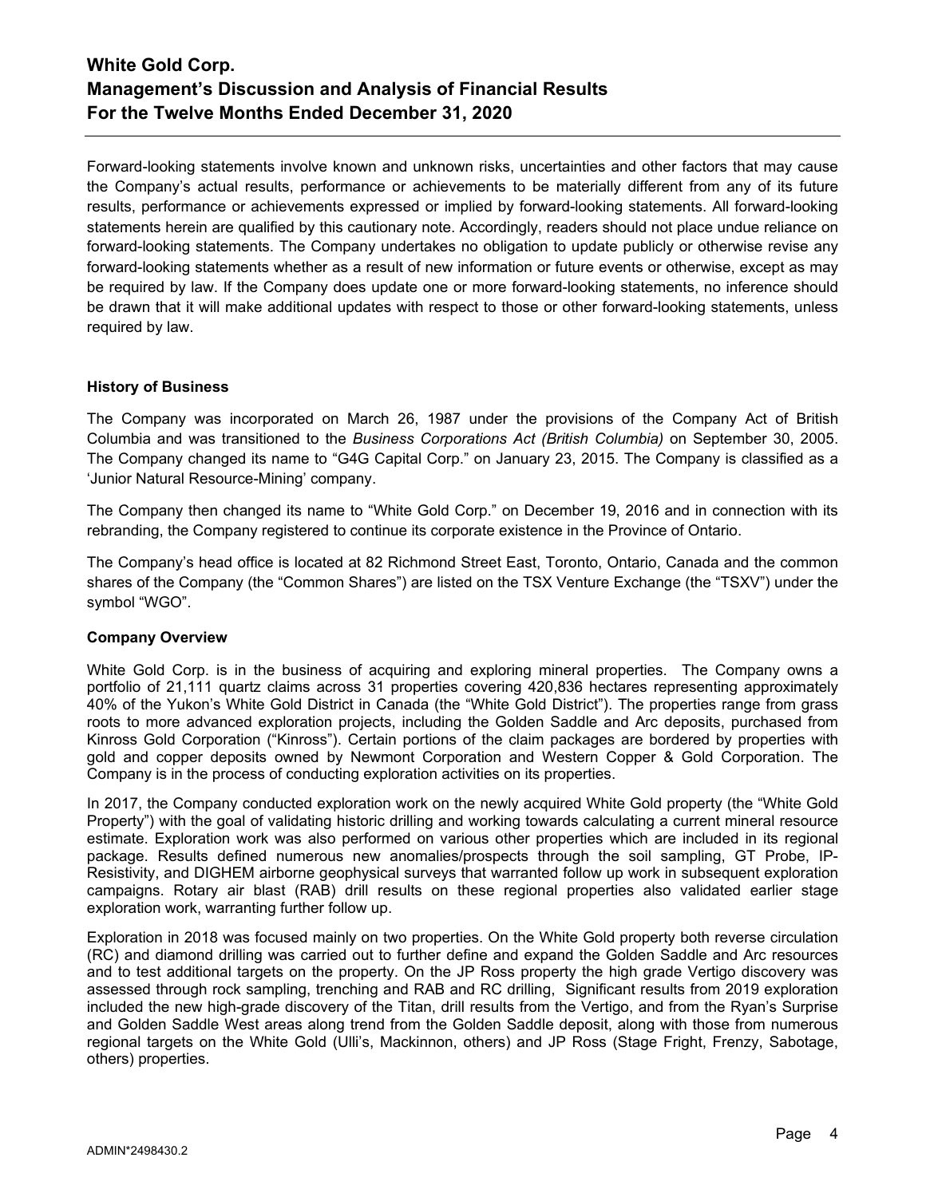Forward-looking statements involve known and unknown risks, uncertainties and other factors that may cause the Company's actual results, performance or achievements to be materially different from any of its future results, performance or achievements expressed or implied by forward-looking statements. All forward-looking statements herein are qualified by this cautionary note. Accordingly, readers should not place undue reliance on forward-looking statements. The Company undertakes no obligation to update publicly or otherwise revise any forward-looking statements whether as a result of new information or future events or otherwise, except as may be required by law. If the Company does update one or more forward-looking statements, no inference should be drawn that it will make additional updates with respect to those or other forward-looking statements, unless required by law.

**History of Business**

The Company was incorporated on March 26, 1987 under the provisions of the Company Act of British Columbia and was transitioned to the *Business Corporations Act (British Columbia)* on September 30, 2005. The Company changed its name to "G4G Capital Corp." on January 23, 2015. The Company is classified as a 'Junior Natural Resource-Mining' company.

The Company then changed its name to "White Gold Corp." on December 19, 2016 and in connection with its rebranding, the Company registered to continue its corporate existence in the Province of Ontario.

The Company's head office is located at 82 Richmond Street East, Toronto, Ontario, Canada and the common shares of the Company (the "Common Shares") are listed on the TSX Venture Exchange (the "TSXV") under the symbol "WGO".

**Company Overview**

White Gold Corp. is in the business of acquiring and exploring mineral properties. The Company owns a portfolio of 21,111 quartz claims across 31 properties covering 420,836 hectares representing approximately 40% of the Yukon's White Gold District in Canada (the "White Gold District"). The properties range from grass roots to more advanced exploration projects, including the Golden Saddle and Arc deposits, purchased from Kinross Gold Corporation ("Kinross"). Certain portions of the claim packages are bordered by properties with gold and copper deposits owned by Newmont Corporation and Western Copper & Gold Corporation. The Company is in the process of conducting exploration activities on its properties.

In 2017, the Company conducted exploration work on the newly acquired White Gold property (the "White Gold Property") with the goal of validating historic drilling and working towards calculating a current mineral resource estimate. Exploration work was also performed on various other properties which are included in its regional package. Results defined numerous new anomalies/prospects through the soil sampling, GT Probe, IP-Resistivity, and DIGHEM airborne geophysical surveys that warranted follow up work in subsequent exploration campaigns. Rotary air blast (RAB) drill results on these regional properties also validated earlier stage exploration work, warranting further follow up.

Exploration in 2018 was focused mainly on two properties. On the White Gold property both reverse circulation (RC) and diamond drilling was carried out to further define and expand the Golden Saddle and Arc resources and to test additional targets on the property. On the JP Ross property the high grade Vertigo discovery was assessed through rock sampling, trenching and RAB and RC drilling, Significant results from 2019 exploration included the new high-grade discovery of the Titan, drill results from the Vertigo, and from the Ryan's Surprise and Golden Saddle West areas along trend from the Golden Saddle deposit, along with those from numerous regional targets on the White Gold (Ulli's, Mackinnon, others) and JP Ross (Stage Fright, Frenzy, Sabotage, others) properties.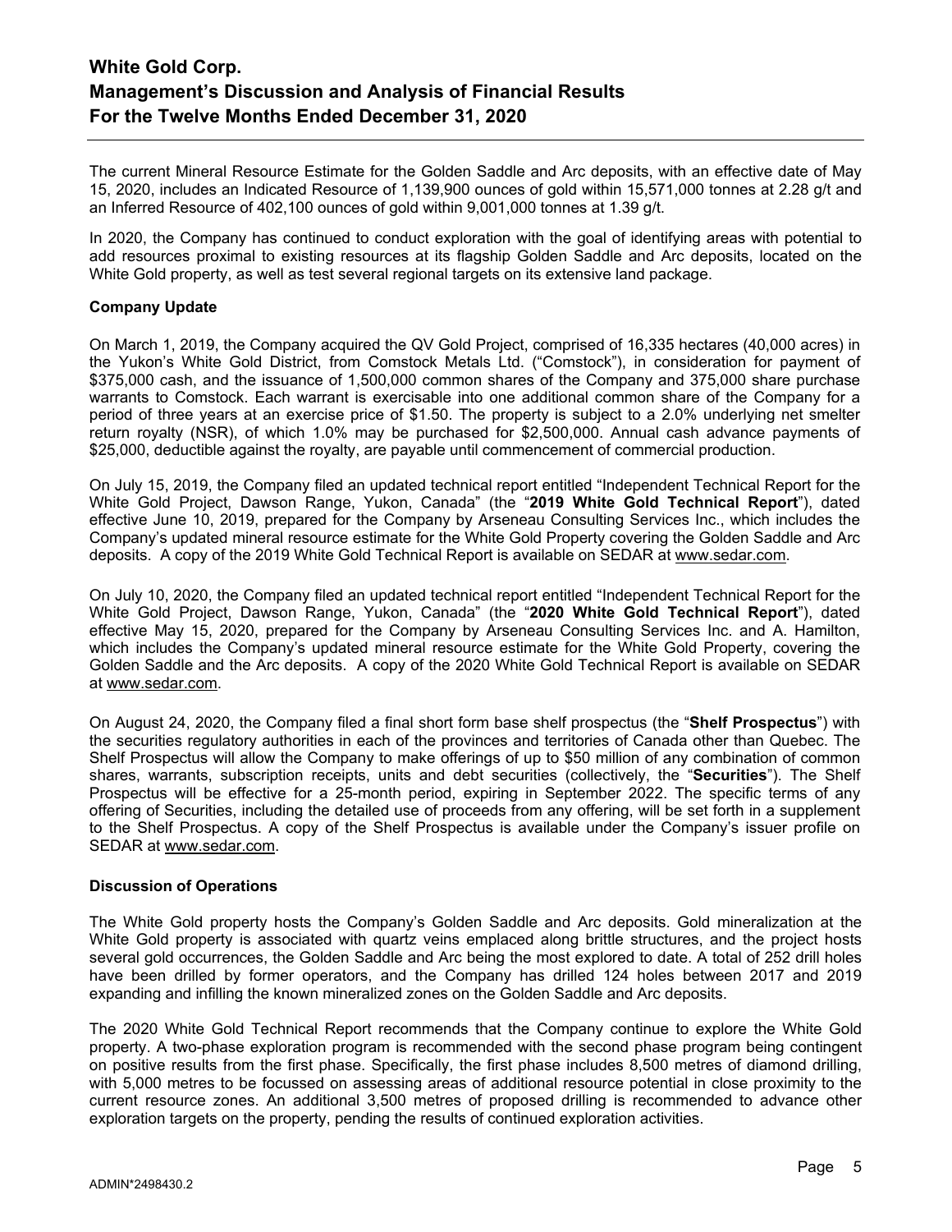The current Mineral Resource Estimate for the Golden Saddle and Arc deposits, with an effective date of May 15, 2020, includes an Indicated Resource of 1,139,900 ounces of gold within 15,571,000 tonnes at 2.28 g/t and an Inferred Resource of 402,100 ounces of gold within 9,001,000 tonnes at 1.39 g/t.

In 2020, the Company has continued to conduct exploration with the goal of identifying areas with potential to add resources proximal to existing resources at its flagship Golden Saddle and Arc deposits, located on the White Gold property, as well as test several regional targets on its extensive land package.

**Company Update**

On March 1, 2019, the Company acquired the QV Gold Project, comprised of 16,335 hectares (40,000 acres) in the Yukon's White Gold District, from Comstock Metals Ltd. ("Comstock"), in consideration for payment of $375,000 cash, and the issuance of 1,500,000 common shares of the Company and 375,000 share purchase warrants to Comstock. Each warrant is exercisable into one additional common share of the Company for a period of three years at an exercise price of $1.50. The property is subject to a 2.0% underlying net smelter return royalty (NSR), of which 1.0% may be purchased for $2,500,000. Annual cash advance payments of $25,000, deductible against the royalty, are payable until commencement of commercial production.

On July 15, 2019, the Company filed an updated technical report entitled "Independent Technical Report for the White Gold Project, Dawson Range, Yukon, Canada" (the "**2019 White Gold Technical Report**"), dated effective June 10, 2019, prepared for the Company by Arseneau Consulting Services Inc., which includes the Company's updated mineral resource estimate for the White Gold Property covering the Golden Saddle and Arc deposits. A copy of the 2019 White Gold Technical Report is available on SEDAR at www.sedar.com.

On July 10, 2020, the Company filed an updated technical report entitled "Independent Technical Report for the White Gold Project, Dawson Range, Yukon, Canada" (the "**2020 White Gold Technical Report**"), dated effective May 15, 2020, prepared for the Company by Arseneau Consulting Services Inc. and A. Hamilton, which includes the Company's updated mineral resource estimate for the White Gold Property, covering the Golden Saddle and the Arc deposits. A copy of the 2020 White Gold Technical Report is available on SEDAR at www.sedar.com.

On August 24, 2020, the Company filed a final short form base shelf prospectus (the "**Shelf Prospectus**") with the securities regulatory authorities in each of the provinces and territories of Canada other than Quebec. The Shelf Prospectus will allow the Company to make offerings of up to $50 million of any combination of common shares, warrants, subscription receipts, units and debt securities (collectively, the "**Securities**"). The Shelf Prospectus will be effective for a 25-month period, expiring in September 2022. The specific terms of any offering of Securities, including the detailed use of proceeds from any offering, will be set forth in a supplement to the Shelf Prospectus. A copy of the Shelf Prospectus is available under the Company's issuer profile on SEDAR at www.sedar.com.

**Discussion of Operations**

The White Gold property hosts the Company's Golden Saddle and Arc deposits. Gold mineralization at the White Gold property is associated with quartz veins emplaced along brittle structures, and the project hosts several gold occurrences, the Golden Saddle and Arc being the most explored to date. A total of 252 drill holes have been drilled by former operators, and the Company has drilled 124 holes between 2017 and 2019 expanding and infilling the known mineralized zones on the Golden Saddle and Arc deposits.

The 2020 White Gold Technical Report recommends that the Company continue to explore the White Gold property. A two-phase exploration program is recommended with the second phase program being contingent on positive results from the first phase. Specifically, the first phase includes 8,500 metres of diamond drilling, with 5,000 metres to be focussed on assessing areas of additional resource potential in close proximity to the current resource zones. An additional 3,500 metres of proposed drilling is recommended to advance other exploration targets on the property, pending the results of continued exploration activities.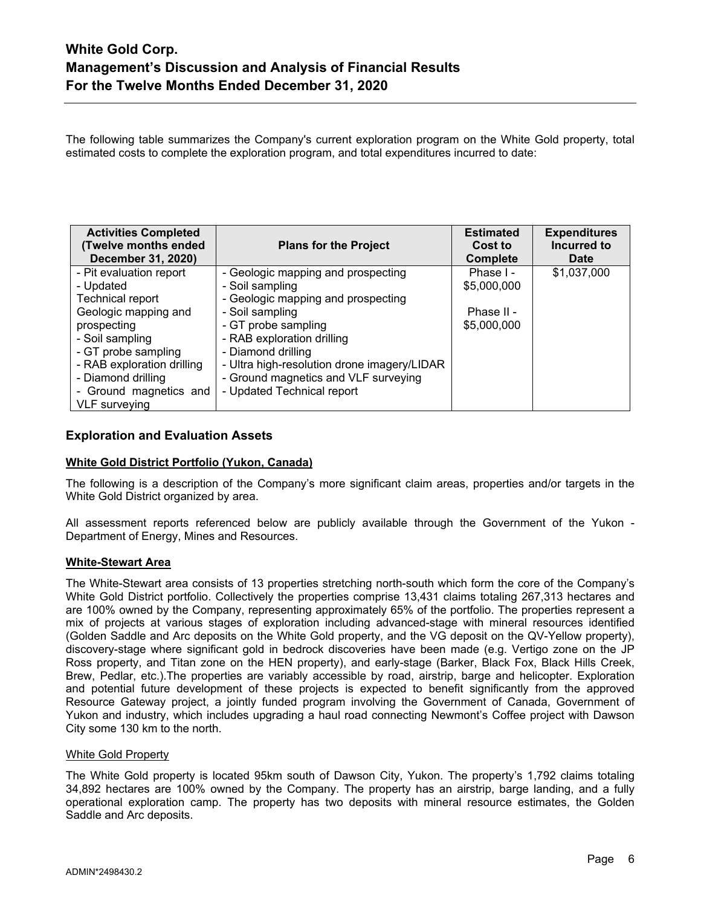The following table summarizes the Company's current exploration program on the White Gold property, total estimated costs to complete the exploration program, and total expenditures incurred to date:

| Activities Completed (Twelve months ended December 31, 2020) | Plans for the Project | Estimated Cost to Complete | Expenditures Incurred to Date |
|---|---|---|---|
| - Pit evaluation report<br>- Updated Technical report Geologic mapping and prospecting<br>- Soil sampling<br>- GT probe sampling<br>- RAB exploration drilling<br>- Diamond drilling<br>- Ground magnetics and VLF surveying | - Geologic mapping and prospecting<br>- Soil sampling<br>- Geologic mapping and prospecting<br>- Soil sampling<br>- GT probe sampling<br>- RAB exploration drilling<br>- Diamond drilling<br>- Ultra high-resolution drone imagery/LIDAR<br>- Ground magnetics and VLF surveying<br>- Updated Technical report | Phase I - $5,000,000<br><br>Phase II - $5,000,000 | $1,037,000 |

## Exploration and Evaluation Assets

### White Gold District Portfolio (Yukon, Canada)

The following is a description of the Company's more significant claim areas, properties and/or targets in the White Gold District organized by area.

All assessment reports referenced below are publicly available through the Government of the Yukon - Department of Energy, Mines and Resources.

### White-Stewart Area

The White-Stewart area consists of 13 properties stretching north-south which form the core of the Company's White Gold District portfolio. Collectively the properties comprise 13,431 claims totaling 267,313 hectares and are 100% owned by the Company, representing approximately 65% of the portfolio. The properties represent a mix of projects at various stages of exploration including advanced-stage with mineral resources identified (Golden Saddle and Arc deposits on the White Gold property, and the VG deposit on the QV-Yellow property), discovery-stage where significant gold in bedrock discoveries have been made (e.g. Vertigo zone on the JP Ross property, and Titan zone on the HEN property), and early-stage (Barker, Black Fox, Black Hills Creek, Brew, Pedlar, etc.).The properties are variably accessible by road, airstrip, barge and helicopter. Exploration and potential future development of these projects is expected to benefit significantly from the approved Resource Gateway project, a jointly funded program involving the Government of Canada, Government of Yukon and industry, which includes upgrading a haul road connecting Newmont's Coffee project with Dawson City some 130 km to the north.

#### White Gold Property

The White Gold property is located 95km south of Dawson City, Yukon. The property's 1,792 claims totaling 34,892 hectares are 100% owned by the Company. The property has an airstrip, barge landing, and a fully operational exploration camp. The property has two deposits with mineral resource estimates, the Golden Saddle and Arc deposits.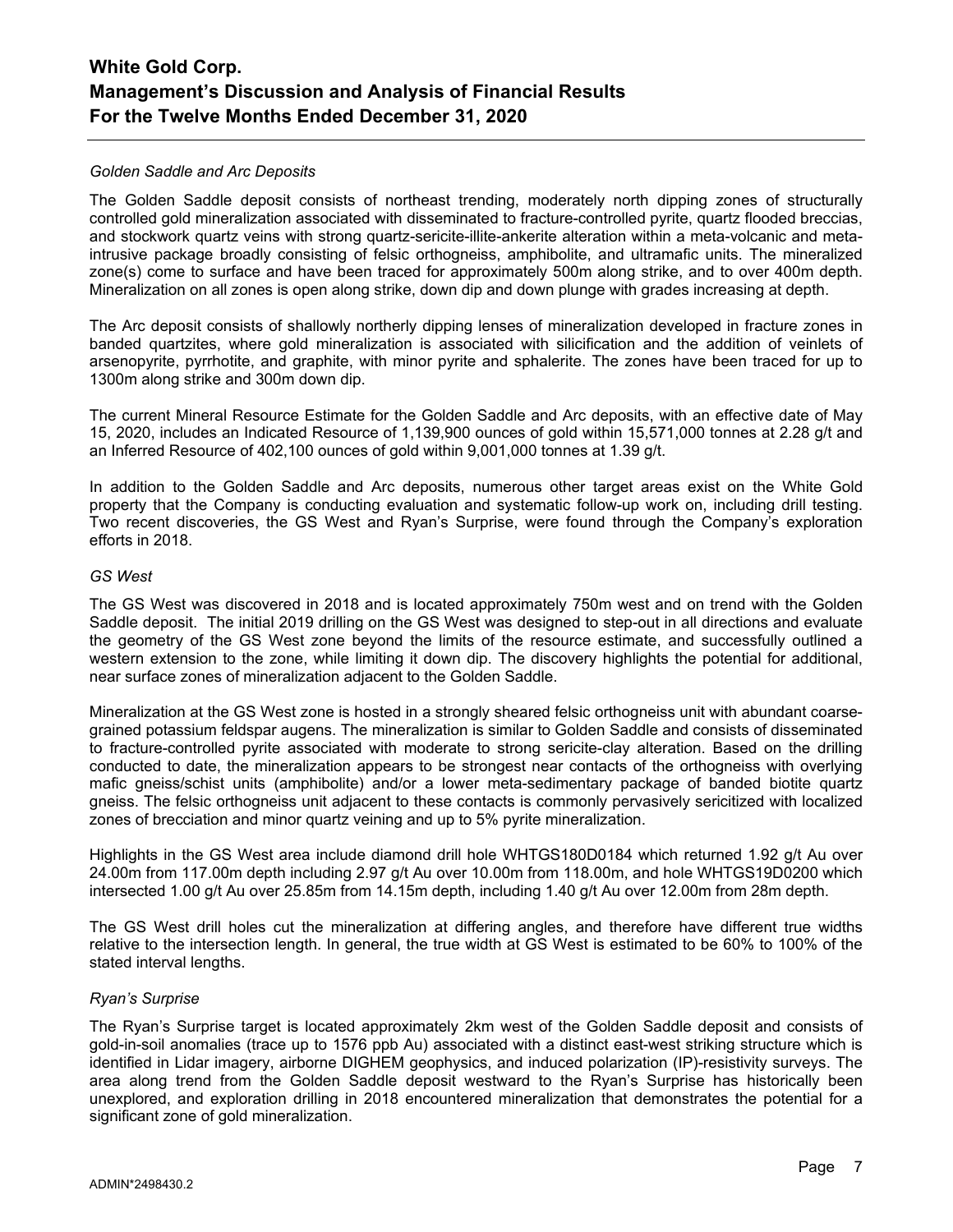*Golden Saddle and Arc Deposits*

The Golden Saddle deposit consists of northeast trending, moderately north dipping zones of structurally controlled gold mineralization associated with disseminated to fracture-controlled pyrite, quartz flooded breccias, and stockwork quartz veins with strong quartz-sericite-illite-ankerite alteration within a meta-volcanic and meta-intrusive package broadly consisting of felsic orthogneiss, amphibolite, and ultramafic units. The mineralized zone(s) come to surface and have been traced for approximately 500m along strike, and to over 400m depth. Mineralization on all zones is open along strike, down dip and down plunge with grades increasing at depth.

The Arc deposit consists of shallowly northerly dipping lenses of mineralization developed in fracture zones in banded quartzites, where gold mineralization is associated with silicification and the addition of veinlets of arsenopyrite, pyrrhotite, and graphite, with minor pyrite and sphalerite. The zones have been traced for up to 1300m along strike and 300m down dip.

The current Mineral Resource Estimate for the Golden Saddle and Arc deposits, with an effective date of May 15, 2020, includes an Indicated Resource of 1,139,900 ounces of gold within 15,571,000 tonnes at 2.28 g/t and an Inferred Resource of 402,100 ounces of gold within 9,001,000 tonnes at 1.39 g/t.

In addition to the Golden Saddle and Arc deposits, numerous other target areas exist on the White Gold property that the Company is conducting evaluation and systematic follow-up work on, including drill testing. Two recent discoveries, the GS West and Ryan's Surprise, were found through the Company's exploration efforts in 2018.

*GS West*

The GS West was discovered in 2018 and is located approximately 750m west and on trend with the Golden Saddle deposit. The initial 2019 drilling on the GS West was designed to step-out in all directions and evaluate the geometry of the GS West zone beyond the limits of the resource estimate, and successfully outlined a western extension to the zone, while limiting it down dip. The discovery highlights the potential for additional, near surface zones of mineralization adjacent to the Golden Saddle.

Mineralization at the GS West zone is hosted in a strongly sheared felsic orthogneiss unit with abundant coarse-grained potassium feldspar augens. The mineralization is similar to Golden Saddle and consists of disseminated to fracture-controlled pyrite associated with moderate to strong sericite-clay alteration. Based on the drilling conducted to date, the mineralization appears to be strongest near contacts of the orthogneiss with overlying mafic gneiss/schist units (amphibolite) and/or a lower meta-sedimentary package of banded biotite quartz gneiss. The felsic orthogneiss unit adjacent to these contacts is commonly pervasively sericitized with localized zones of brecciation and minor quartz veining and up to 5% pyrite mineralization.

Highlights in the GS West area include diamond drill hole WHTGS180D0184 which returned 1.92 g/t Au over 24.00m from 117.00m depth including 2.97 g/t Au over 10.00m from 118.00m, and hole WHTGS19D0200 which intersected 1.00 g/t Au over 25.85m from 14.15m depth, including 1.40 g/t Au over 12.00m from 28m depth.

The GS West drill holes cut the mineralization at differing angles, and therefore have different true widths relative to the intersection length. In general, the true width at GS West is estimated to be 60% to 100% of the stated interval lengths.

*Ryan's Surprise*

The Ryan's Surprise target is located approximately 2km west of the Golden Saddle deposit and consists of gold-in-soil anomalies (trace up to 1576 ppb Au) associated with a distinct east-west striking structure which is identified in Lidar imagery, airborne DIGHEM geophysics, and induced polarization (IP)-resistivity surveys. The area along trend from the Golden Saddle deposit westward to the Ryan's Surprise has historically been unexplored, and exploration drilling in 2018 encountered mineralization that demonstrates the potential for a significant zone of gold mineralization.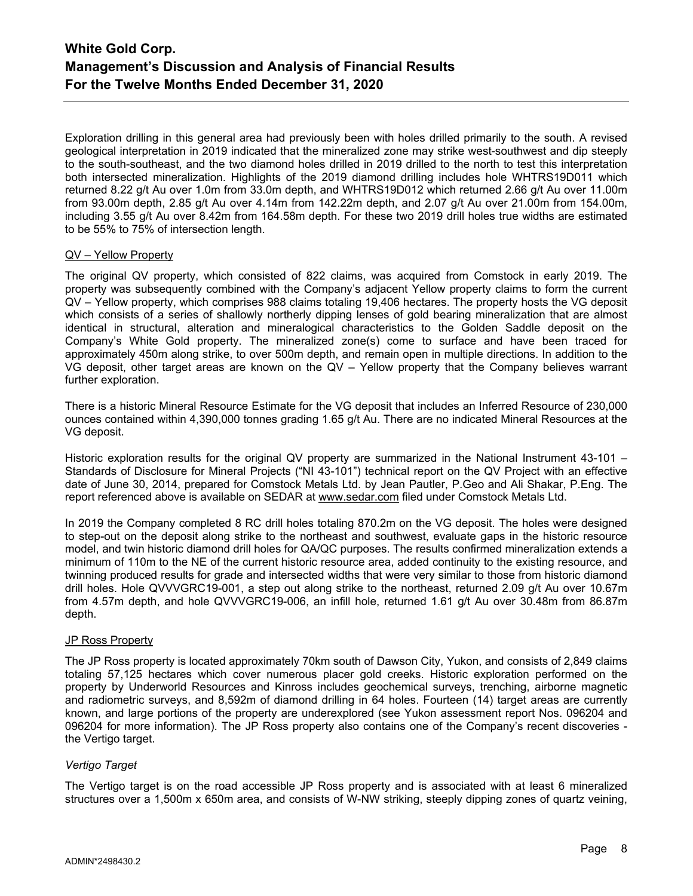Exploration drilling in this general area had previously been with holes drilled primarily to the south. A revised geological interpretation in 2019 indicated that the mineralized zone may strike west-southwest and dip steeply to the south-southeast, and the two diamond holes drilled in 2019 drilled to the north to test this interpretation both intersected mineralization. Highlights of the 2019 diamond drilling includes hole WHTRS19D011 which returned 8.22 g/t Au over 1.0m from 33.0m depth, and WHTRS19D012 which returned 2.66 g/t Au over 11.00m from 93.00m depth, 2.85 g/t Au over 4.14m from 142.22m depth, and 2.07 g/t Au over 21.00m from 154.00m, including 3.55 g/t Au over 8.42m from 164.58m depth. For these two 2019 drill holes true widths are estimated to be 55% to 75% of intersection length.

<u>QV – Yellow Property</u>

The original QV property, which consisted of 822 claims, was acquired from Comstock in early 2019. The property was subsequently combined with the Company's adjacent Yellow property claims to form the current QV – Yellow property, which comprises 988 claims totaling 19,406 hectares. The property hosts the VG deposit which consists of a series of shallowly northerly dipping lenses of gold bearing mineralization that are almost identical in structural, alteration and mineralogical characteristics to the Golden Saddle deposit on the Company's White Gold property. The mineralized zone(s) come to surface and have been traced for approximately 450m along strike, to over 500m depth, and remain open in multiple directions. In addition to the VG deposit, other target areas are known on the QV – Yellow property that the Company believes warrant further exploration.

There is a historic Mineral Resource Estimate for the VG deposit that includes an Inferred Resource of 230,000 ounces contained within 4,390,000 tonnes grading 1.65 g/t Au. There are no indicated Mineral Resources at the VG deposit.

Historic exploration results for the original QV property are summarized in the National Instrument 43-101 – Standards of Disclosure for Mineral Projects ("NI 43-101") technical report on the QV Project with an effective date of June 30, 2014, prepared for Comstock Metals Ltd. by Jean Pautler, P.Geo and Ali Shakar, P.Eng. The report referenced above is available on SEDAR at www.sedar.com filed under Comstock Metals Ltd.

In 2019 the Company completed 8 RC drill holes totaling 870.2m on the VG deposit. The holes were designed to step-out on the deposit along strike to the northeast and southwest, evaluate gaps in the historic resource model, and twin historic diamond drill holes for QA/QC purposes. The results confirmed mineralization extends a minimum of 110m to the NE of the current historic resource area, added continuity to the existing resource, and twinning produced results for grade and intersected widths that were very similar to those from historic diamond drill holes. Hole QVVVGRC19-001, a step out along strike to the northeast, returned 2.09 g/t Au over 10.67m from 4.57m depth, and hole QVVVGRC19-006, an infill hole, returned 1.61 g/t Au over 30.48m from 86.87m depth.

<u>JP Ross Property</u>

The JP Ross property is located approximately 70km south of Dawson City, Yukon, and consists of 2,849 claims totaling 57,125 hectares which cover numerous placer gold creeks. Historic exploration performed on the property by Underworld Resources and Kinross includes geochemical surveys, trenching, airborne magnetic and radiometric surveys, and 8,592m of diamond drilling in 64 holes. Fourteen (14) target areas are currently known, and large portions of the property are underexplored (see Yukon assessment report Nos. 096204 and 096204 for more information). The JP Ross property also contains one of the Company's recent discoveries - the Vertigo target.

*Vertigo Target*

The Vertigo target is on the road accessible JP Ross property and is associated with at least 6 mineralized structures over a 1,500m x 650m area, and consists of W-NW striking, steeply dipping zones of quartz veining,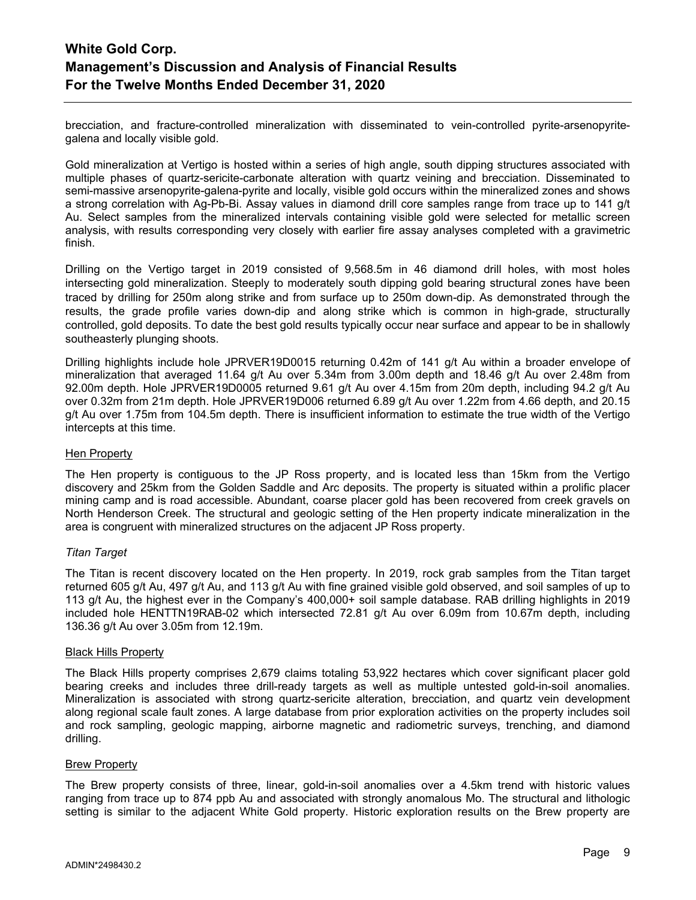brecciation, and fracture-controlled mineralization with disseminated to vein-controlled pyrite-arsenopyrite-galena and locally visible gold.

Gold mineralization at Vertigo is hosted within a series of high angle, south dipping structures associated with multiple phases of quartz-sericite-carbonate alteration with quartz veining and brecciation. Disseminated to semi-massive arsenopyrite-galena-pyrite and locally, visible gold occurs within the mineralized zones and shows a strong correlation with Ag-Pb-Bi. Assay values in diamond drill core samples range from trace up to 141 g/t Au. Select samples from the mineralized intervals containing visible gold were selected for metallic screen analysis, with results corresponding very closely with earlier fire assay analyses completed with a gravimetric finish.

Drilling on the Vertigo target in 2019 consisted of 9,568.5m in 46 diamond drill holes, with most holes intersecting gold mineralization. Steeply to moderately south dipping gold bearing structural zones have been traced by drilling for 250m along strike and from surface up to 250m down-dip. As demonstrated through the results, the grade profile varies down-dip and along strike which is common in high-grade, structurally controlled, gold deposits. To date the best gold results typically occur near surface and appear to be in shallowly southeasterly plunging shoots.

Drilling highlights include hole JPRVER19D0015 returning 0.42m of 141 g/t Au within a broader envelope of mineralization that averaged 11.64 g/t Au over 5.34m from 3.00m depth and 18.46 g/t Au over 2.48m from 92.00m depth. Hole JPRVER19D0005 returned 9.61 g/t Au over 4.15m from 20m depth, including 94.2 g/t Au over 0.32m from 21m depth. Hole JPRVER19D006 returned 6.89 g/t Au over 1.22m from 4.66 depth, and 20.15 g/t Au over 1.75m from 104.5m depth. There is insufficient information to estimate the true width of the Vertigo intercepts at this time.

<u>Hen Property</u>

The Hen property is contiguous to the JP Ross property, and is located less than 15km from the Vertigo discovery and 25km from the Golden Saddle and Arc deposits. The property is situated within a prolific placer mining camp and is road accessible. Abundant, coarse placer gold has been recovered from creek gravels on North Henderson Creek. The structural and geologic setting of the Hen property indicate mineralization in the area is congruent with mineralized structures on the adjacent JP Ross property.

*Titan Target*

The Titan is recent discovery located on the Hen property. In 2019, rock grab samples from the Titan target returned 605 g/t Au, 497 g/t Au, and 113 g/t Au with fine grained visible gold observed, and soil samples of up to 113 g/t Au, the highest ever in the Company's 400,000+ soil sample database. RAB drilling highlights in 2019 included hole HENTTN19RAB-02 which intersected 72.81 g/t Au over 6.09m from 10.67m depth, including 136.36 g/t Au over 3.05m from 12.19m.

<u>Black Hills Property</u>

The Black Hills property comprises 2,679 claims totaling 53,922 hectares which cover significant placer gold bearing creeks and includes three drill-ready targets as well as multiple untested gold-in-soil anomalies. Mineralization is associated with strong quartz-sericite alteration, brecciation, and quartz vein development along regional scale fault zones. A large database from prior exploration activities on the property includes soil and rock sampling, geologic mapping, airborne magnetic and radiometric surveys, trenching, and diamond drilling.

<u>Brew Property</u>

The Brew property consists of three, linear, gold-in-soil anomalies over a 4.5km trend with historic values ranging from trace up to 874 ppb Au and associated with strongly anomalous Mo. The structural and lithologic setting is similar to the adjacent White Gold property. Historic exploration results on the Brew property are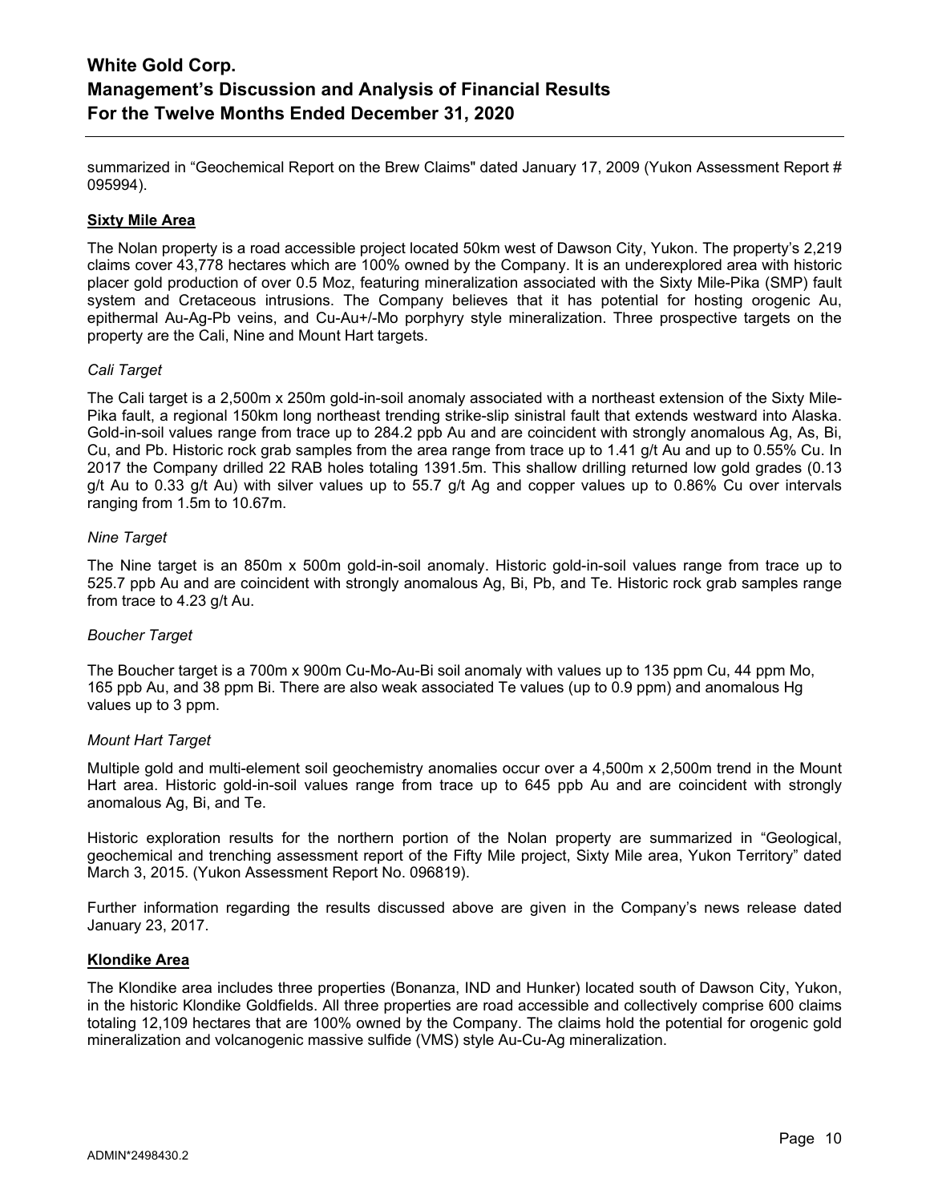summarized in “Geochemical Report on the Brew Claims" dated January 17, 2009 (Yukon Assessment Report # 095994).

**Sixty Mile Area**

The Nolan property is a road accessible project located 50km west of Dawson City, Yukon. The property’s 2,219 claims cover 43,778 hectares which are 100% owned by the Company. It is an underexplored area with historic placer gold production of over 0.5 Moz, featuring mineralization associated with the Sixty Mile-Pika (SMP) fault system and Cretaceous intrusions. The Company believes that it has potential for hosting orogenic Au, epithermal Au-Ag-Pb veins, and Cu-Au+/-Mo porphyry style mineralization. Three prospective targets on the property are the Cali, Nine and Mount Hart targets.

*Cali Target*

The Cali target is a 2,500m x 250m gold-in-soil anomaly associated with a northeast extension of the Sixty Mile-Pika fault, a regional 150km long northeast trending strike-slip sinistral fault that extends westward into Alaska. Gold-in-soil values range from trace up to 284.2 ppb Au and are coincident with strongly anomalous Ag, As, Bi, Cu, and Pb. Historic rock grab samples from the area range from trace up to 1.41 g/t Au and up to 0.55% Cu. In 2017 the Company drilled 22 RAB holes totaling 1391.5m. This shallow drilling returned low gold grades (0.13 g/t Au to 0.33 g/t Au) with silver values up to 55.7 g/t Ag and copper values up to 0.86% Cu over intervals ranging from 1.5m to 10.67m.

*Nine Target*

The Nine target is an 850m x 500m gold-in-soil anomaly. Historic gold-in-soil values range from trace up to 525.7 ppb Au and are coincident with strongly anomalous Ag, Bi, Pb, and Te. Historic rock grab samples range from trace to 4.23 g/t Au.

*Boucher Target*

The Boucher target is a 700m x 900m Cu-Mo-Au-Bi soil anomaly with values up to 135 ppm Cu, 44 ppm Mo, 165 ppb Au, and 38 ppm Bi. There are also weak associated Te values (up to 0.9 ppm) and anomalous Hg values up to 3 ppm.

*Mount Hart Target*

Multiple gold and multi-element soil geochemistry anomalies occur over a 4,500m x 2,500m trend in the Mount Hart area. Historic gold-in-soil values range from trace up to 645 ppb Au and are coincident with strongly anomalous Ag, Bi, and Te.

Historic exploration results for the northern portion of the Nolan property are summarized in “Geological, geochemical and trenching assessment report of the Fifty Mile project, Sixty Mile area, Yukon Territory” dated March 3, 2015. (Yukon Assessment Report No. 096819).

Further information regarding the results discussed above are given in the Company’s news release dated January 23, 2017.

**Klondike Area**

The Klondike area includes three properties (Bonanza, IND and Hunker) located south of Dawson City, Yukon, in the historic Klondike Goldfields. All three properties are road accessible and collectively comprise 600 claims totaling 12,109 hectares that are 100% owned by the Company. The claims hold the potential for orogenic gold mineralization and volcanogenic massive sulfide (VMS) style Au-Cu-Ag mineralization.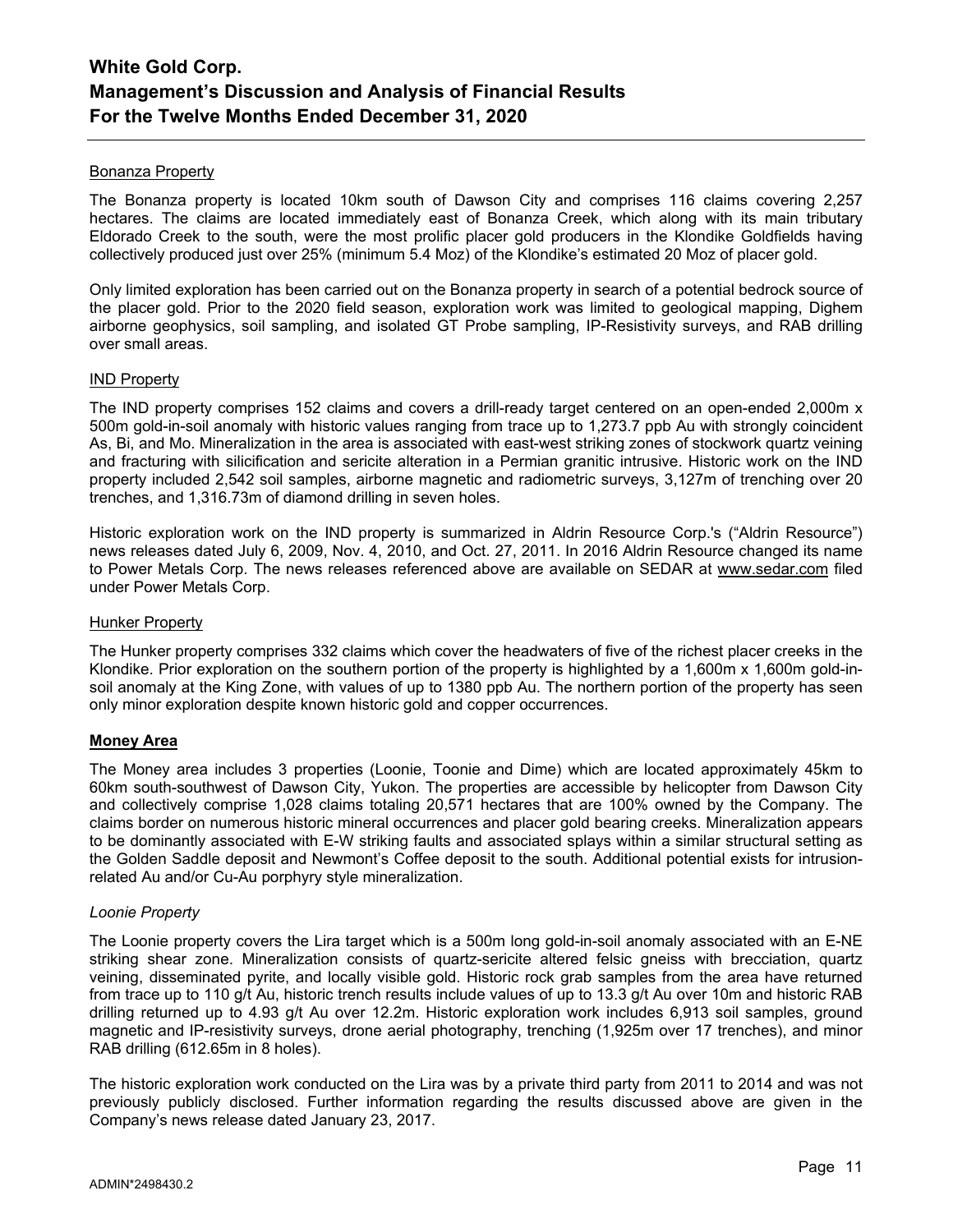### Bonanza Property

The Bonanza property is located 10km south of Dawson City and comprises 116 claims covering 2,257 hectares. The claims are located immediately east of Bonanza Creek, which along with its main tributary Eldorado Creek to the south, were the most prolific placer gold producers in the Klondike Goldfields having collectively produced just over 25% (minimum 5.4 Moz) of the Klondike's estimated 20 Moz of placer gold.

Only limited exploration has been carried out on the Bonanza property in search of a potential bedrock source of the placer gold. Prior to the 2020 field season, exploration work was limited to geological mapping, Dighem airborne geophysics, soil sampling, and isolated GT Probe sampling, IP-Resistivity surveys, and RAB drilling over small areas.

### IND Property

The IND property comprises 152 claims and covers a drill-ready target centered on an open-ended 2,000m x 500m gold-in-soil anomaly with historic values ranging from trace up to 1,273.7 ppb Au with strongly coincident As, Bi, and Mo. Mineralization in the area is associated with east-west striking zones of stockwork quartz veining and fracturing with silicification and sericite alteration in a Permian granitic intrusive. Historic work on the IND property included 2,542 soil samples, airborne magnetic and radiometric surveys, 3,127m of trenching over 20 trenches, and 1,316.73m of diamond drilling in seven holes.

Historic exploration work on the IND property is summarized in Aldrin Resource Corp.'s ("Aldrin Resource") news releases dated July 6, 2009, Nov. 4, 2010, and Oct. 27, 2011. In 2016 Aldrin Resource changed its name to Power Metals Corp. The news releases referenced above are available on SEDAR at www.sedar.com filed under Power Metals Corp.

### Hunker Property

The Hunker property comprises 332 claims which cover the headwaters of five of the richest placer creeks in the Klondike. Prior exploration on the southern portion of the property is highlighted by a 1,600m x 1,600m gold-in-soil anomaly at the King Zone, with values of up to 1380 ppb Au. The northern portion of the property has seen only minor exploration despite known historic gold and copper occurrences.

## Money Area

The Money area includes 3 properties (Loonie, Toonie and Dime) which are located approximately 45km to 60km south-southwest of Dawson City, Yukon. The properties are accessible by helicopter from Dawson City and collectively comprise 1,028 claims totaling 20,571 hectares that are 100% owned by the Company. The claims border on numerous historic mineral occurrences and placer gold bearing creeks. Mineralization appears to be dominantly associated with E-W striking faults and associated splays within a similar structural setting as the Golden Saddle deposit and Newmont's Coffee deposit to the south. Additional potential exists for intrusion-related Au and/or Cu-Au porphyry style mineralization.

### *Loonie Property*

The Loonie property covers the Lira target which is a 500m long gold-in-soil anomaly associated with an E-NE striking shear zone. Mineralization consists of quartz-sericite altered felsic gneiss with brecciation, quartz veining, disseminated pyrite, and locally visible gold. Historic rock grab samples from the area have returned from trace up to 110 g/t Au, historic trench results include values of up to 13.3 g/t Au over 10m and historic RAB drilling returned up to 4.93 g/t Au over 12.2m. Historic exploration work includes 6,913 soil samples, ground magnetic and IP-resistivity surveys, drone aerial photography, trenching (1,925m over 17 trenches), and minor RAB drilling (612.65m in 8 holes).

The historic exploration work conducted on the Lira was by a private third party from 2011 to 2014 and was not previously publicly disclosed. Further information regarding the results discussed above are given in the Company's news release dated January 23, 2017.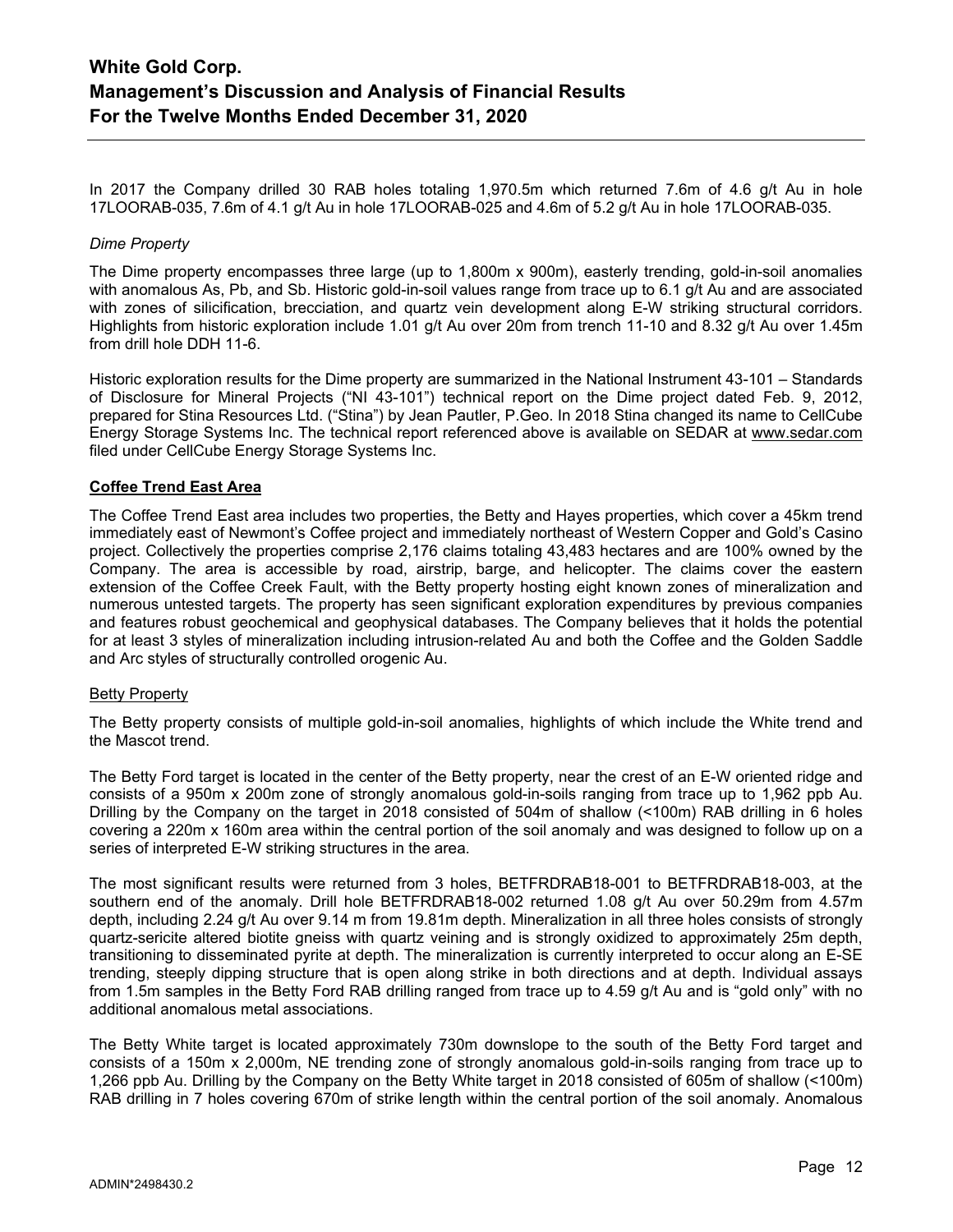In 2017 the Company drilled 30 RAB holes totaling 1,970.5m which returned 7.6m of 4.6 g/t Au in hole 17LOORAB-035, 7.6m of 4.1 g/t Au in hole 17LOORAB-025 and 4.6m of 5.2 g/t Au in hole 17LOORAB-035.

*Dime Property*

The Dime property encompasses three large (up to 1,800m x 900m), easterly trending, gold-in-soil anomalies with anomalous As, Pb, and Sb. Historic gold-in-soil values range from trace up to 6.1 g/t Au and are associated with zones of silicification, brecciation, and quartz vein development along E-W striking structural corridors. Highlights from historic exploration include 1.01 g/t Au over 20m from trench 11-10 and 8.32 g/t Au over 1.45m from drill hole DDH 11-6.

Historic exploration results for the Dime property are summarized in the National Instrument 43-101 – Standards of Disclosure for Mineral Projects ("NI 43-101") technical report on the Dime project dated Feb. 9, 2012, prepared for Stina Resources Ltd. ("Stina") by Jean Pautler, P.Geo. In 2018 Stina changed its name to CellCube Energy Storage Systems Inc. The technical report referenced above is available on SEDAR at www.sedar.com filed under CellCube Energy Storage Systems Inc.

## Coffee Trend East Area

The Coffee Trend East area includes two properties, the Betty and Hayes properties, which cover a 45km trend immediately east of Newmont's Coffee project and immediately northeast of Western Copper and Gold's Casino project. Collectively the properties comprise 2,176 claims totaling 43,483 hectares and are 100% owned by the Company. The area is accessible by road, airstrip, barge, and helicopter. The claims cover the eastern extension of the Coffee Creek Fault, with the Betty property hosting eight known zones of mineralization and numerous untested targets. The property has seen significant exploration expenditures by previous companies and features robust geochemical and geophysical databases. The Company believes that it holds the potential for at least 3 styles of mineralization including intrusion-related Au and both the Coffee and the Golden Saddle and Arc styles of structurally controlled orogenic Au.

### Betty Property

The Betty property consists of multiple gold-in-soil anomalies, highlights of which include the White trend and the Mascot trend.

The Betty Ford target is located in the center of the Betty property, near the crest of an E-W oriented ridge and consists of a 950m x 200m zone of strongly anomalous gold-in-soils ranging from trace up to 1,962 ppb Au. Drilling by the Company on the target in 2018 consisted of 504m of shallow (<100m) RAB drilling in 6 holes covering a 220m x 160m area within the central portion of the soil anomaly and was designed to follow up on a series of interpreted E-W striking structures in the area.

The most significant results were returned from 3 holes, BETFRDRAB18-001 to BETFRDRAB18-003, at the southern end of the anomaly. Drill hole BETFRDRAB18-002 returned 1.08 g/t Au over 50.29m from 4.57m depth, including 2.24 g/t Au over 9.14 m from 19.81m depth. Mineralization in all three holes consists of strongly quartz-sericite altered biotite gneiss with quartz veining and is strongly oxidized to approximately 25m depth, transitioning to disseminated pyrite at depth. The mineralization is currently interpreted to occur along an E-SE trending, steeply dipping structure that is open along strike in both directions and at depth. Individual assays from 1.5m samples in the Betty Ford RAB drilling ranged from trace up to 4.59 g/t Au and is "gold only" with no additional anomalous metal associations.

The Betty White target is located approximately 730m downslope to the south of the Betty Ford target and consists of a 150m x 2,000m, NE trending zone of strongly anomalous gold-in-soils ranging from trace up to 1,266 ppb Au. Drilling by the Company on the Betty White target in 2018 consisted of 605m of shallow (<100m) RAB drilling in 7 holes covering 670m of strike length within the central portion of the soil anomaly. Anomalous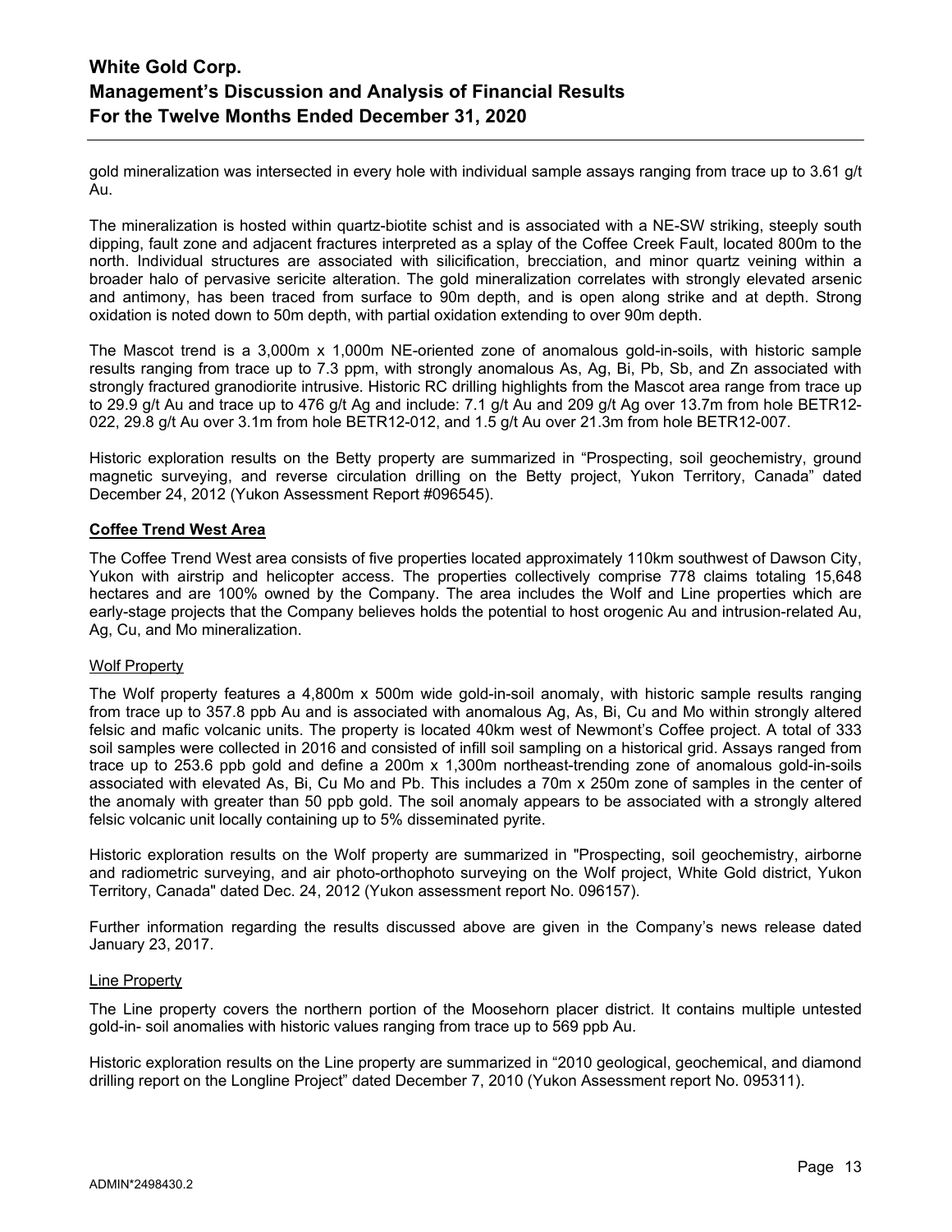gold mineralization was intersected in every hole with individual sample assays ranging from trace up to 3.61 g/t Au.

The mineralization is hosted within quartz-biotite schist and is associated with a NE-SW striking, steeply south dipping, fault zone and adjacent fractures interpreted as a splay of the Coffee Creek Fault, located 800m to the north. Individual structures are associated with silicification, brecciation, and minor quartz veining within a broader halo of pervasive sericite alteration. The gold mineralization correlates with strongly elevated arsenic and antimony, has been traced from surface to 90m depth, and is open along strike and at depth. Strong oxidation is noted down to 50m depth, with partial oxidation extending to over 90m depth.

The Mascot trend is a 3,000m x 1,000m NE-oriented zone of anomalous gold-in-soils, with historic sample results ranging from trace up to 7.3 ppm, with strongly anomalous As, Ag, Bi, Pb, Sb, and Zn associated with strongly fractured granodiorite intrusive. Historic RC drilling highlights from the Mascot area range from trace up to 29.9 g/t Au and trace up to 476 g/t Ag and include: 7.1 g/t Au and 209 g/t Ag over 13.7m from hole BETR12-022, 29.8 g/t Au over 3.1m from hole BETR12-012, and 1.5 g/t Au over 21.3m from hole BETR12-007.

Historic exploration results on the Betty property are summarized in "Prospecting, soil geochemistry, ground magnetic surveying, and reverse circulation drilling on the Betty project, Yukon Territory, Canada" dated December 24, 2012 (Yukon Assessment Report #096545).

## Coffee Trend West Area

The Coffee Trend West area consists of five properties located approximately 110km southwest of Dawson City, Yukon with airstrip and helicopter access. The properties collectively comprise 778 claims totaling 15,648 hectares and are 100% owned by the Company. The area includes the Wolf and Line properties which are early-stage projects that the Company believes holds the potential to host orogenic Au and intrusion-related Au, Ag, Cu, and Mo mineralization.

### Wolf Property

The Wolf property features a 4,800m x 500m wide gold-in-soil anomaly, with historic sample results ranging from trace up to 357.8 ppb Au and is associated with anomalous Ag, As, Bi, Cu and Mo within strongly altered felsic and mafic volcanic units. The property is located 40km west of Newmont's Coffee project. A total of 333 soil samples were collected in 2016 and consisted of infill soil sampling on a historical grid. Assays ranged from trace up to 253.6 ppb gold and define a 200m x 1,300m northeast-trending zone of anomalous gold-in-soils associated with elevated As, Bi, Cu Mo and Pb. This includes a 70m x 250m zone of samples in the center of the anomaly with greater than 50 ppb gold. The soil anomaly appears to be associated with a strongly altered felsic volcanic unit locally containing up to 5% disseminated pyrite.

Historic exploration results on the Wolf property are summarized in "Prospecting, soil geochemistry, airborne and radiometric surveying, and air photo-orthophoto surveying on the Wolf project, White Gold district, Yukon Territory, Canada" dated Dec. 24, 2012 (Yukon assessment report No. 096157).

Further information regarding the results discussed above are given in the Company's news release dated January 23, 2017.

### Line Property

The Line property covers the northern portion of the Moosehorn placer district. It contains multiple untested gold-in- soil anomalies with historic values ranging from trace up to 569 ppb Au.

Historic exploration results on the Line property are summarized in "2010 geological, geochemical, and diamond drilling report on the Longline Project" dated December 7, 2010 (Yukon Assessment report No. 095311).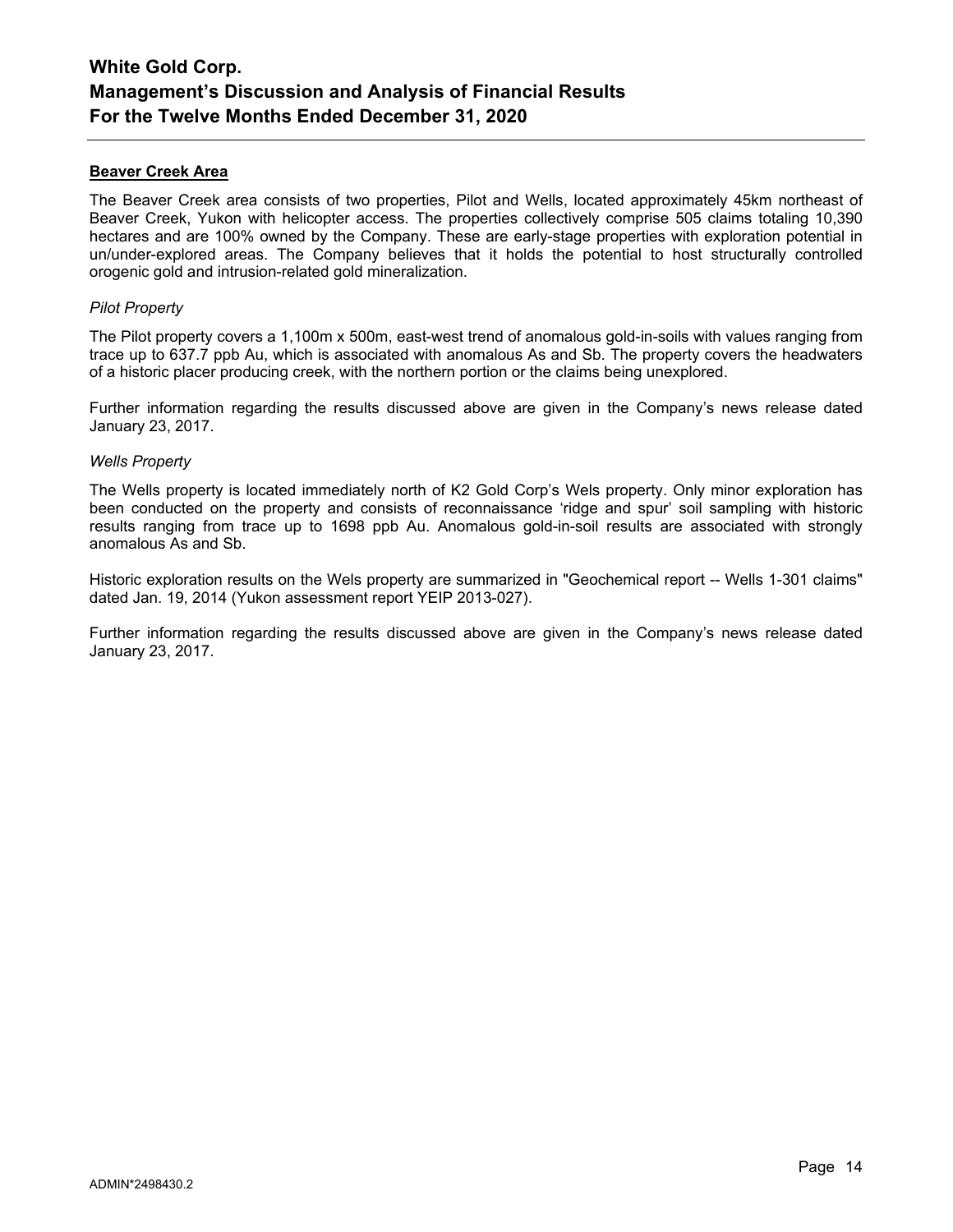**Beaver Creek Area**

The Beaver Creek area consists of two properties, Pilot and Wells, located approximately 45km northeast of Beaver Creek, Yukon with helicopter access. The properties collectively comprise 505 claims totaling 10,390 hectares and are 100% owned by the Company. These are early-stage properties with exploration potential in un/under-explored areas. The Company believes that it holds the potential to host structurally controlled orogenic gold and intrusion-related gold mineralization.

*Pilot Property*

The Pilot property covers a 1,100m x 500m, east-west trend of anomalous gold-in-soils with values ranging from trace up to 637.7 ppb Au, which is associated with anomalous As and Sb. The property covers the headwaters of a historic placer producing creek, with the northern portion or the claims being unexplored.

Further information regarding the results discussed above are given in the Company's news release dated January 23, 2017.

*Wells Property*

The Wells property is located immediately north of K2 Gold Corp's Wels property. Only minor exploration has been conducted on the property and consists of reconnaissance 'ridge and spur' soil sampling with historic results ranging from trace up to 1698 ppb Au. Anomalous gold-in-soil results are associated with strongly anomalous As and Sb.

Historic exploration results on the Wels property are summarized in "Geochemical report -- Wells 1-301 claims" dated Jan. 19, 2014 (Yukon assessment report YEIP 2013-027).

Further information regarding the results discussed above are given in the Company's news release dated January 23, 2017.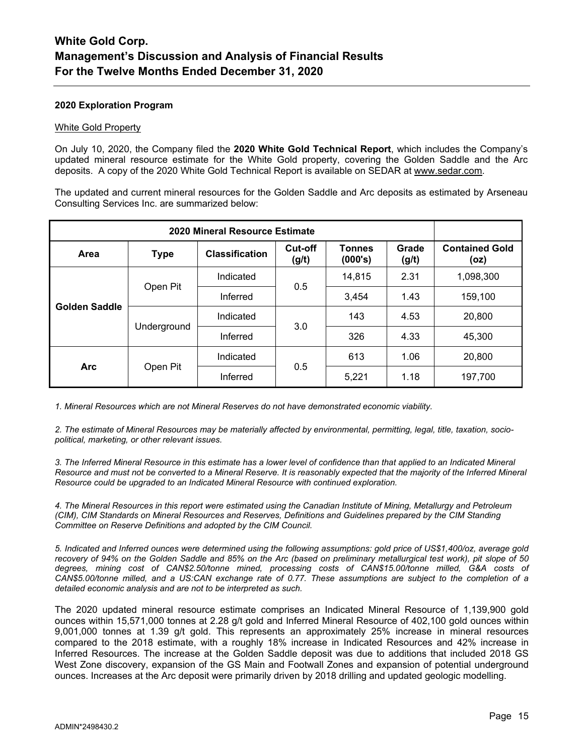#### 2020 Exploration Program

White Gold Property

On July 10, 2020, the Company filed the **2020 White Gold Technical Report**, which includes the Company's updated mineral resource estimate for the White Gold property, covering the Golden Saddle and the Arc deposits. A copy of the 2020 White Gold Technical Report is available on SEDAR at www.sedar.com.

The updated and current mineral resources for the Golden Saddle and Arc deposits as estimated by Arseneau Consulting Services Inc. are summarized below:

| 2020 Mineral Resource Estimate | | | | | | |
|---|---|---|---|---|---|---|
| **Area** | **Type** | **Classification** | **Cut-off (g/t)** | **Tonnes (000's)** | **Grade (g/t)** | **Contained Gold (oz)** |
| **Golden Saddle** | Open Pit | Indicated | 0.5 | 14,815 | 2.31 | 1,098,300 |
| | | Inferred | | 3,454 | 1.43 | 159,100 |
| | Underground | Indicated | 3.0 | 143 | 4.53 | 20,800 |
| | | Inferred | | 326 | 4.33 | 45,300 |
| **Arc** | Open Pit | Indicated | 0.5 | 613 | 1.06 | 20,800 |
| | | Inferred | | 5,221 | 1.18 | 197,700 |

*1. Mineral Resources which are not Mineral Reserves do not have demonstrated economic viability.*

*2. The estimate of Mineral Resources may be materially affected by environmental, permitting, legal, title, taxation, socio-political, marketing, or other relevant issues.*

*3. The Inferred Mineral Resource in this estimate has a lower level of confidence than that applied to an Indicated Mineral Resource and must not be converted to a Mineral Reserve. It is reasonably expected that the majority of the Inferred Mineral Resource could be upgraded to an Indicated Mineral Resource with continued exploration.*

*4. The Mineral Resources in this report were estimated using the Canadian Institute of Mining, Metallurgy and Petroleum (CIM), CIM Standards on Mineral Resources and Reserves, Definitions and Guidelines prepared by the CIM Standing Committee on Reserve Definitions and adopted by the CIM Council.*

*5. Indicated and Inferred ounces were determined using the following assumptions: gold price of US$1,400/oz, average gold recovery of 94% on the Golden Saddle and 85% on the Arc (based on preliminary metallurgical test work), pit slope of 50 degrees, mining cost of CAN$2.50/tonne mined, processing costs of CAN$15.00/tonne milled, G&A costs of CAN$5.00/tonne milled, and a US:CAN exchange rate of 0.77. These assumptions are subject to the completion of a detailed economic analysis and are not to be interpreted as such.*

The 2020 updated mineral resource estimate comprises an Indicated Mineral Resource of 1,139,900 gold ounces within 15,571,000 tonnes at 2.28 g/t gold and Inferred Mineral Resource of 402,100 gold ounces within 9,001,000 tonnes at 1.39 g/t gold. This represents an approximately 25% increase in mineral resources compared to the 2018 estimate, with a roughly 18% increase in Indicated Resources and 42% increase in Inferred Resources. The increase at the Golden Saddle deposit was due to additions that included 2018 GS West Zone discovery, expansion of the GS Main and Footwall Zones and expansion of potential underground ounces. Increases at the Arc deposit were primarily driven by 2018 drilling and updated geologic modelling.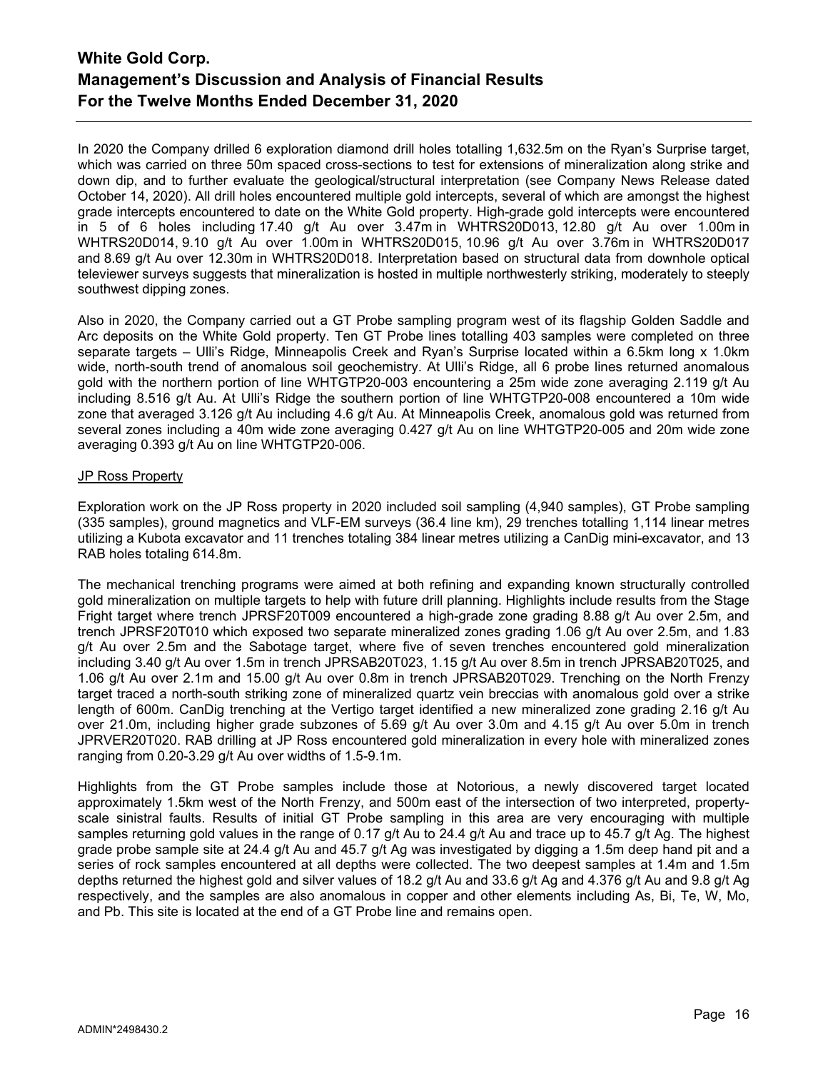In 2020 the Company drilled 6 exploration diamond drill holes totalling 1,632.5m on the Ryan's Surprise target, which was carried on three 50m spaced cross-sections to test for extensions of mineralization along strike and down dip, and to further evaluate the geological/structural interpretation (see Company News Release dated October 14, 2020). All drill holes encountered multiple gold intercepts, several of which are amongst the highest grade intercepts encountered to date on the White Gold property. High-grade gold intercepts were encountered in 5 of 6 holes including 17.40 g/t Au over 3.47m in WHTRS20D013, 12.80 g/t Au over 1.00m in WHTRS20D014, 9.10 g/t Au over 1.00m in WHTRS20D015, 10.96 g/t Au over 3.76m in WHTRS20D017 and 8.69 g/t Au over 12.30m in WHTRS20D018. Interpretation based on structural data from downhole optical televiewer surveys suggests that mineralization is hosted in multiple northwesterly striking, moderately to steeply southwest dipping zones.

Also in 2020, the Company carried out a GT Probe sampling program west of its flagship Golden Saddle and Arc deposits on the White Gold property. Ten GT Probe lines totalling 403 samples were completed on three separate targets – Ulli's Ridge, Minneapolis Creek and Ryan's Surprise located within a 6.5km long x 1.0km wide, north-south trend of anomalous soil geochemistry. At Ulli's Ridge, all 6 probe lines returned anomalous gold with the northern portion of line WHTGTP20-003 encountering a 25m wide zone averaging 2.119 g/t Au including 8.516 g/t Au. At Ulli's Ridge the southern portion of line WHTGTP20-008 encountered a 10m wide zone that averaged 3.126 g/t Au including 4.6 g/t Au. At Minneapolis Creek, anomalous gold was returned from several zones including a 40m wide zone averaging 0.427 g/t Au on line WHTGTP20-005 and 20m wide zone averaging 0.393 g/t Au on line WHTGTP20-006.

JP Ross Property

Exploration work on the JP Ross property in 2020 included soil sampling (4,940 samples), GT Probe sampling (335 samples), ground magnetics and VLF-EM surveys (36.4 line km), 29 trenches totalling 1,114 linear metres utilizing a Kubota excavator and 11 trenches totaling 384 linear metres utilizing a CanDig mini-excavator, and 13 RAB holes totaling 614.8m.

The mechanical trenching programs were aimed at both refining and expanding known structurally controlled gold mineralization on multiple targets to help with future drill planning. Highlights include results from the Stage Fright target where trench JPRSF20T009 encountered a high-grade zone grading 8.88 g/t Au over 2.5m, and trench JPRSF20T010 which exposed two separate mineralized zones grading 1.06 g/t Au over 2.5m, and 1.83 g/t Au over 2.5m and the Sabotage target, where five of seven trenches encountered gold mineralization including 3.40 g/t Au over 1.5m in trench JPRSAB20T023, 1.15 g/t Au over 8.5m in trench JPRSAB20T025, and 1.06 g/t Au over 2.1m and 15.00 g/t Au over 0.8m in trench JPRSAB20T029. Trenching on the North Frenzy target traced a north-south striking zone of mineralized quartz vein breccias with anomalous gold over a strike length of 600m. CanDig trenching at the Vertigo target identified a new mineralized zone grading 2.16 g/t Au over 21.0m, including higher grade subzones of 5.69 g/t Au over 3.0m and 4.15 g/t Au over 5.0m in trench JPRVER20T020. RAB drilling at JP Ross encountered gold mineralization in every hole with mineralized zones ranging from 0.20-3.29 g/t Au over widths of 1.5-9.1m.

Highlights from the GT Probe samples include those at Notorious, a newly discovered target located approximately 1.5km west of the North Frenzy, and 500m east of the intersection of two interpreted, property-scale sinistral faults. Results of initial GT Probe sampling in this area are very encouraging with multiple samples returning gold values in the range of 0.17 g/t Au to 24.4 g/t Au and trace up to 45.7 g/t Ag. The highest grade probe sample site at 24.4 g/t Au and 45.7 g/t Ag was investigated by digging a 1.5m deep hand pit and a series of rock samples encountered at all depths were collected. The two deepest samples at 1.4m and 1.5m depths returned the highest gold and silver values of 18.2 g/t Au and 33.6 g/t Ag and 4.376 g/t Au and 9.8 g/t Ag respectively, and the samples are also anomalous in copper and other elements including As, Bi, Te, W, Mo, and Pb. This site is located at the end of a GT Probe line and remains open.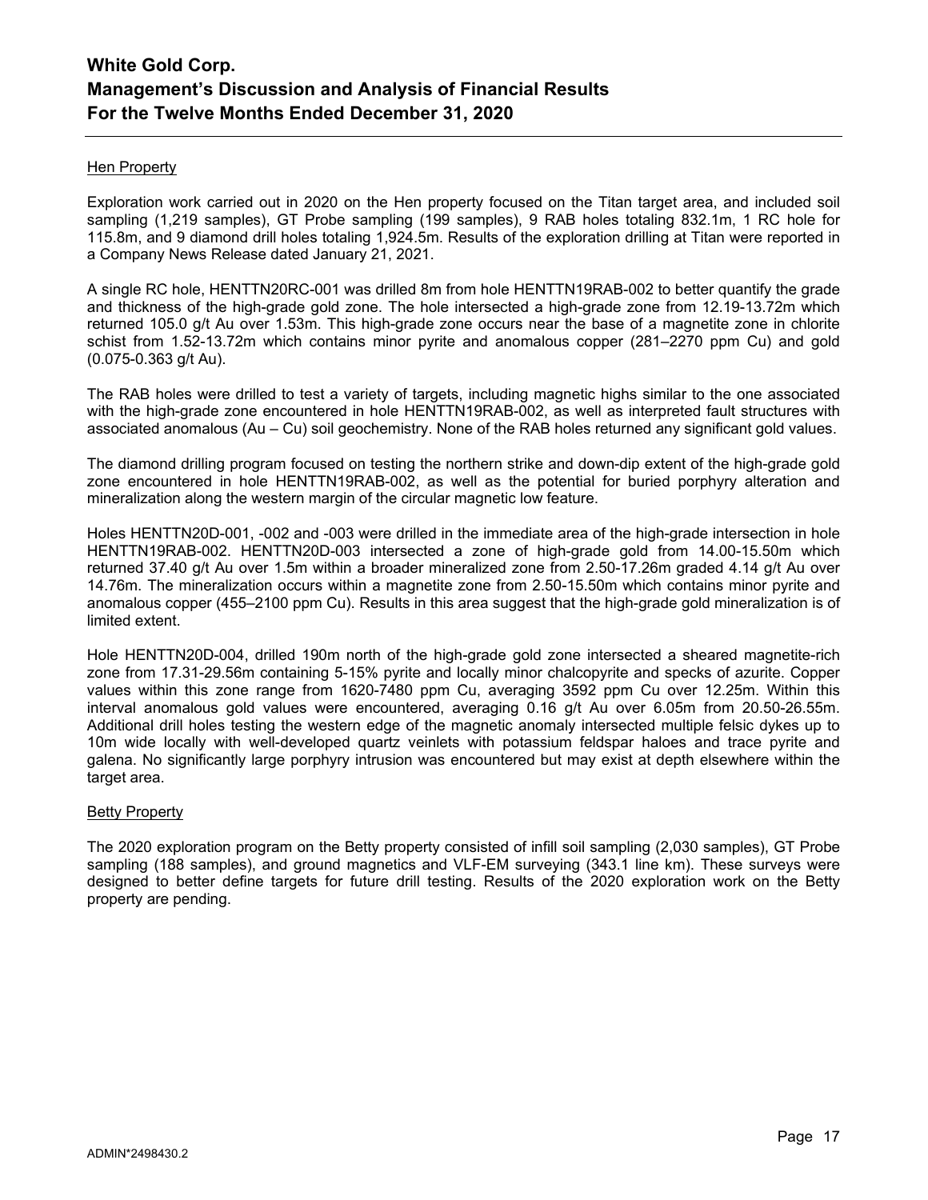### Hen Property

Exploration work carried out in 2020 on the Hen property focused on the Titan target area, and included soil sampling (1,219 samples), GT Probe sampling (199 samples), 9 RAB holes totaling 832.1m, 1 RC hole for 115.8m, and 9 diamond drill holes totaling 1,924.5m. Results of the exploration drilling at Titan were reported in a Company News Release dated January 21, 2021.

A single RC hole, HENTTN20RC-001 was drilled 8m from hole HENTTN19RAB-002 to better quantify the grade and thickness of the high-grade gold zone. The hole intersected a high-grade zone from 12.19-13.72m which returned 105.0 g/t Au over 1.53m. This high-grade zone occurs near the base of a magnetite zone in chlorite schist from 1.52-13.72m which contains minor pyrite and anomalous copper (281–2270 ppm Cu) and gold (0.075-0.363 g/t Au).

The RAB holes were drilled to test a variety of targets, including magnetic highs similar to the one associated with the high-grade zone encountered in hole HENTTN19RAB-002, as well as interpreted fault structures with associated anomalous (Au – Cu) soil geochemistry. None of the RAB holes returned any significant gold values.

The diamond drilling program focused on testing the northern strike and down-dip extent of the high-grade gold zone encountered in hole HENTTN19RAB-002, as well as the potential for buried porphyry alteration and mineralization along the western margin of the circular magnetic low feature.

Holes HENTTN20D-001, -002 and -003 were drilled in the immediate area of the high-grade intersection in hole HENTTN19RAB-002. HENTTN20D-003 intersected a zone of high-grade gold from 14.00-15.50m which returned 37.40 g/t Au over 1.5m within a broader mineralized zone from 2.50-17.26m graded 4.14 g/t Au over 14.76m. The mineralization occurs within a magnetite zone from 2.50-15.50m which contains minor pyrite and anomalous copper (455–2100 ppm Cu). Results in this area suggest that the high-grade gold mineralization is of limited extent.

Hole HENTTN20D-004, drilled 190m north of the high-grade gold zone intersected a sheared magnetite-rich zone from 17.31-29.56m containing 5-15% pyrite and locally minor chalcopyrite and specks of azurite. Copper values within this zone range from 1620-7480 ppm Cu, averaging 3592 ppm Cu over 12.25m. Within this interval anomalous gold values were encountered, averaging 0.16 g/t Au over 6.05m from 20.50-26.55m. Additional drill holes testing the western edge of the magnetic anomaly intersected multiple felsic dykes up to 10m wide locally with well-developed quartz veinlets with potassium feldspar haloes and trace pyrite and galena. No significantly large porphyry intrusion was encountered but may exist at depth elsewhere within the target area.

### Betty Property

The 2020 exploration program on the Betty property consisted of infill soil sampling (2,030 samples), GT Probe sampling (188 samples), and ground magnetics and VLF-EM surveying (343.1 line km). These surveys were designed to better define targets for future drill testing. Results of the 2020 exploration work on the Betty property are pending.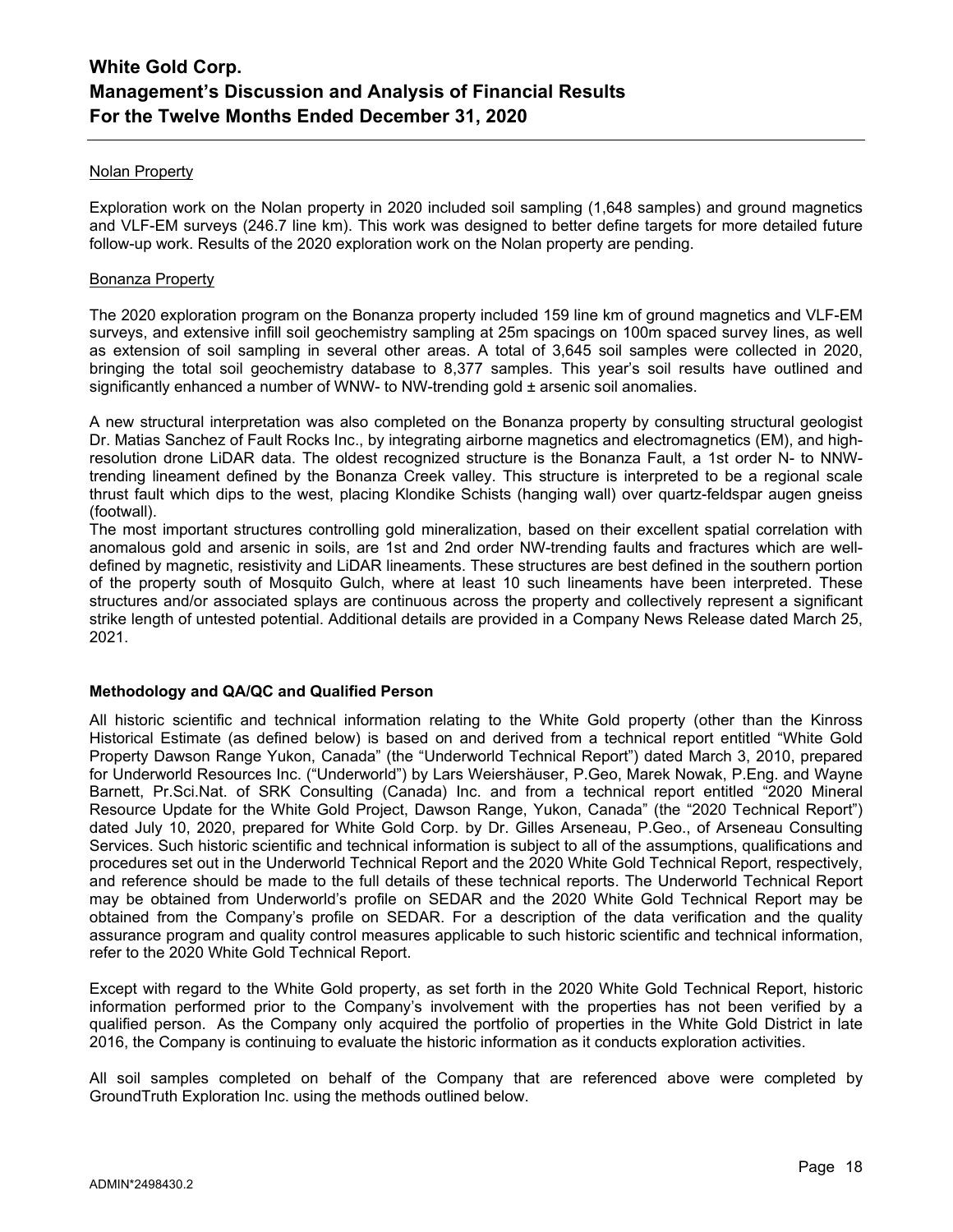### Nolan Property

Exploration work on the Nolan property in 2020 included soil sampling (1,648 samples) and ground magnetics and VLF-EM surveys (246.7 line km). This work was designed to better define targets for more detailed future follow-up work. Results of the 2020 exploration work on the Nolan property are pending.

### Bonanza Property

The 2020 exploration program on the Bonanza property included 159 line km of ground magnetics and VLF-EM surveys, and extensive infill soil geochemistry sampling at 25m spacings on 100m spaced survey lines, as well as extension of soil sampling in several other areas. A total of 3,645 soil samples were collected in 2020, bringing the total soil geochemistry database to 8,377 samples. This year's soil results have outlined and significantly enhanced a number of WNW- to NW-trending gold ± arsenic soil anomalies.

A new structural interpretation was also completed on the Bonanza property by consulting structural geologist Dr. Matias Sanchez of Fault Rocks Inc., by integrating airborne magnetics and electromagnetics (EM), and high-resolution drone LiDAR data. The oldest recognized structure is the Bonanza Fault, a 1st order N- to NNW-trending lineament defined by the Bonanza Creek valley. This structure is interpreted to be a regional scale thrust fault which dips to the west, placing Klondike Schists (hanging wall) over quartz-feldspar augen gneiss (footwall).

The most important structures controlling gold mineralization, based on their excellent spatial correlation with anomalous gold and arsenic in soils, are 1st and 2nd order NW-trending faults and fractures which are well-defined by magnetic, resistivity and LiDAR lineaments. These structures are best defined in the southern portion of the property south of Mosquito Gulch, where at least 10 such lineaments have been interpreted. These structures and/or associated splays are continuous across the property and collectively represent a significant strike length of untested potential. Additional details are provided in a Company News Release dated March 25, 2021.

## Methodology and QA/QC and Qualified Person

All historic scientific and technical information relating to the White Gold property (other than the Kinross Historical Estimate (as defined below) is based on and derived from a technical report entitled "White Gold Property Dawson Range Yukon, Canada" (the "Underworld Technical Report") dated March 3, 2010, prepared for Underworld Resources Inc. ("Underworld") by Lars Weiershäuser, P.Geo, Marek Nowak, P.Eng. and Wayne Barnett, Pr.Sci.Nat. of SRK Consulting (Canada) Inc. and from a technical report entitled "2020 Mineral Resource Update for the White Gold Project, Dawson Range, Yukon, Canada" (the "2020 Technical Report") dated July 10, 2020, prepared for White Gold Corp. by Dr. Gilles Arseneau, P.Geo., of Arseneau Consulting Services. Such historic scientific and technical information is subject to all of the assumptions, qualifications and procedures set out in the Underworld Technical Report and the 2020 White Gold Technical Report, respectively, and reference should be made to the full details of these technical reports. The Underworld Technical Report may be obtained from Underworld's profile on SEDAR and the 2020 White Gold Technical Report may be obtained from the Company's profile on SEDAR. For a description of the data verification and the quality assurance program and quality control measures applicable to such historic scientific and technical information, refer to the 2020 White Gold Technical Report.

Except with regard to the White Gold property, as set forth in the 2020 White Gold Technical Report, historic information performed prior to the Company's involvement with the properties has not been verified by a qualified person. As the Company only acquired the portfolio of properties in the White Gold District in late 2016, the Company is continuing to evaluate the historic information as it conducts exploration activities.

All soil samples completed on behalf of the Company that are referenced above were completed by GroundTruth Exploration Inc. using the methods outlined below.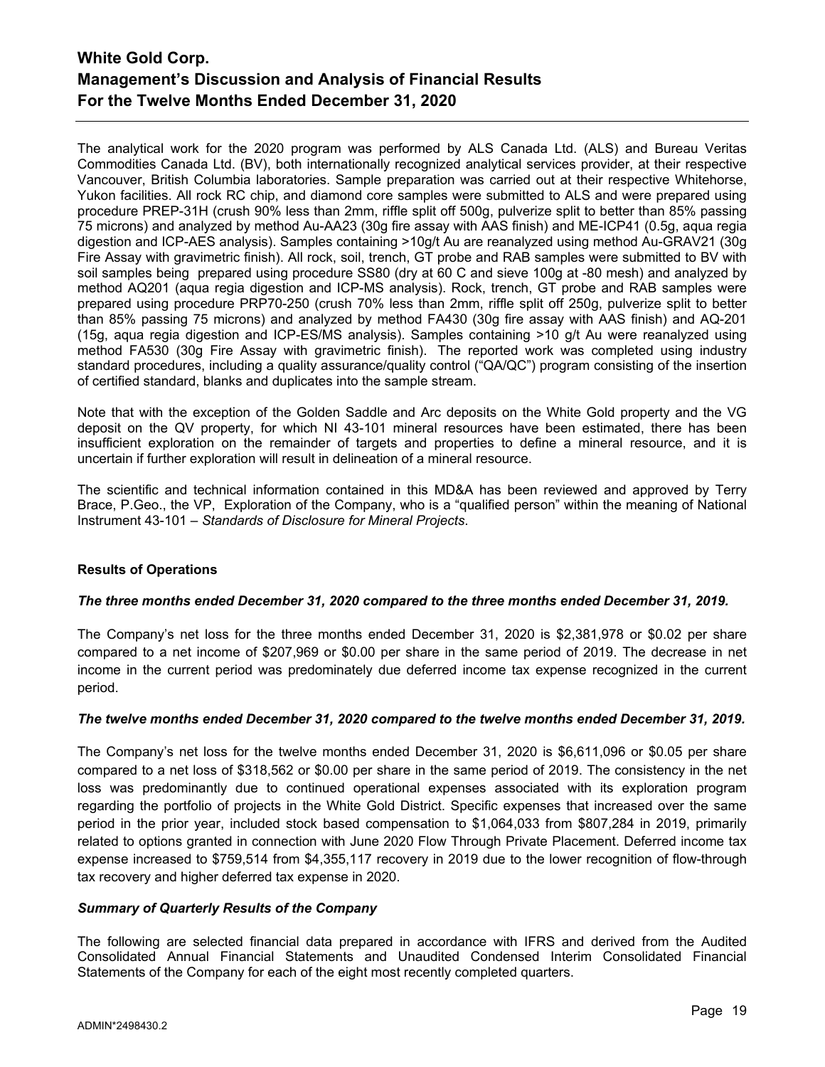The analytical work for the 2020 program was performed by ALS Canada Ltd. (ALS) and Bureau Veritas Commodities Canada Ltd. (BV), both internationally recognized analytical services provider, at their respective Vancouver, British Columbia laboratories. Sample preparation was carried out at their respective Whitehorse, Yukon facilities. All rock RC chip, and diamond core samples were submitted to ALS and were prepared using procedure PREP-31H (crush 90% less than 2mm, riffle split off 500g, pulverize split to better than 85% passing 75 microns) and analyzed by method Au-AA23 (30g fire assay with AAS finish) and ME-ICP41 (0.5g, aqua regia digestion and ICP-AES analysis). Samples containing >10g/t Au are reanalyzed using method Au-GRAV21 (30g Fire Assay with gravimetric finish). All rock, soil, trench, GT probe and RAB samples were submitted to BV with soil samples being prepared using procedure SS80 (dry at 60 C and sieve 100g at -80 mesh) and analyzed by method AQ201 (aqua regia digestion and ICP-MS analysis). Rock, trench, GT probe and RAB samples were prepared using procedure PRP70-250 (crush 70% less than 2mm, riffle split off 250g, pulverize split to better than 85% passing 75 microns) and analyzed by method FA430 (30g fire assay with AAS finish) and AQ-201 (15g, aqua regia digestion and ICP-ES/MS analysis). Samples containing >10 g/t Au were reanalyzed using method FA530 (30g Fire Assay with gravimetric finish). The reported work was completed using industry standard procedures, including a quality assurance/quality control ("QA/QC") program consisting of the insertion of certified standard, blanks and duplicates into the sample stream.

Note that with the exception of the Golden Saddle and Arc deposits on the White Gold property and the VG deposit on the QV property, for which NI 43-101 mineral resources have been estimated, there has been insufficient exploration on the remainder of targets and properties to define a mineral resource, and it is uncertain if further exploration will result in delineation of a mineral resource.

The scientific and technical information contained in this MD&A has been reviewed and approved by Terry Brace, P.Geo., the VP, Exploration of the Company, who is a "qualified person" within the meaning of National Instrument 43-101 – *Standards of Disclosure for Mineral Projects*.

## Results of Operations

***The three months ended December 31, 2020 compared to the three months ended December 31, 2019.***

The Company's net loss for the three months ended December 31, 2020 is $2,381,978 or $0.02 per share compared to a net income of $207,969 or $0.00 per share in the same period of 2019. The decrease in net income in the current period was predominately due deferred income tax expense recognized in the current period.

***The twelve months ended December 31, 2020 compared to the twelve months ended December 31, 2019.***

The Company's net loss for the twelve months ended December 31, 2020 is $6,611,096 or $0.05 per share compared to a net loss of $318,562 or $0.00 per share in the same period of 2019. The consistency in the net loss was predominantly due to continued operational expenses associated with its exploration program regarding the portfolio of projects in the White Gold District. Specific expenses that increased over the same period in the prior year, included stock based compensation to $1,064,033 from $807,284 in 2019, primarily related to options granted in connection with June 2020 Flow Through Private Placement. Deferred income tax expense increased to $759,514 from $4,355,117 recovery in 2019 due to the lower recognition of flow-through tax recovery and higher deferred tax expense in 2020.

***Summary of Quarterly Results of the Company***

The following are selected financial data prepared in accordance with IFRS and derived from the Audited Consolidated Annual Financial Statements and Unaudited Condensed Interim Consolidated Financial Statements of the Company for each of the eight most recently completed quarters.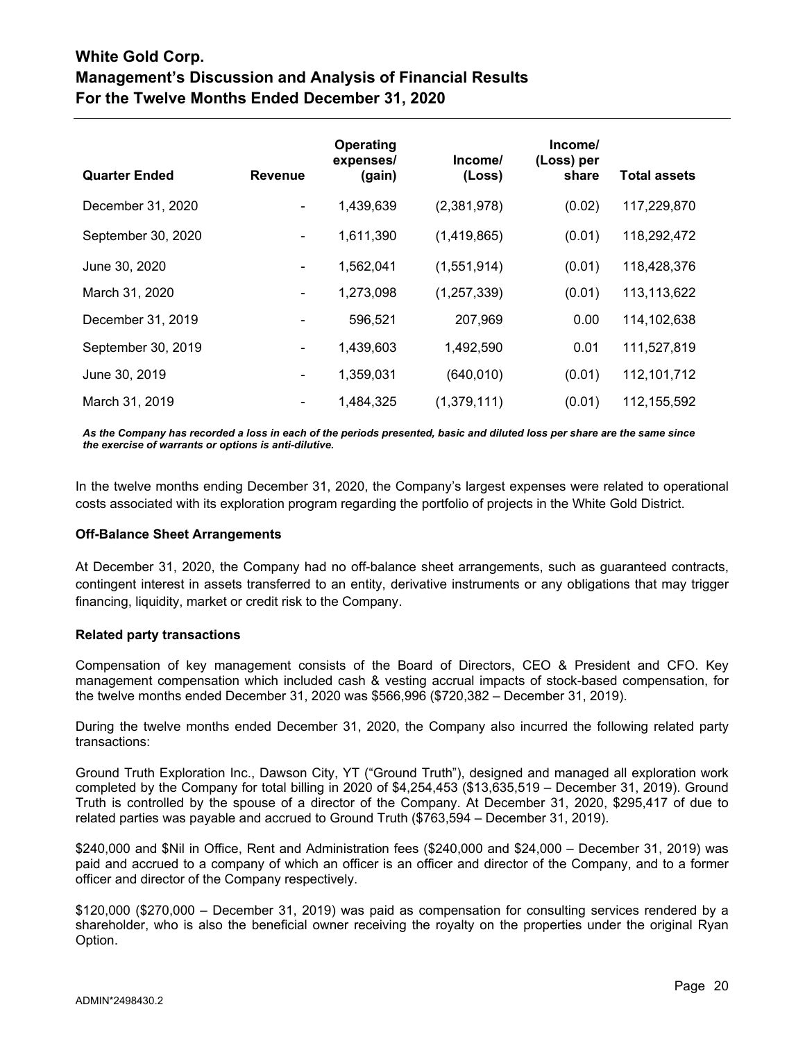| Quarter Ended | Revenue | Operating expenses/ (gain) | Income/ (Loss) | Income/ (Loss) per share | Total assets |
|---|---|---|---|---|---|
| December 31, 2020 | - | 1,439,639 | (2,381,978) | (0.02) | 117,229,870 |
| September 30, 2020 | - | 1,611,390 | (1,419,865) | (0.01) | 118,292,472 |
| June 30, 2020 | - | 1,562,041 | (1,551,914) | (0.01) | 118,428,376 |
| March 31, 2020 | - | 1,273,098 | (1,257,339) | (0.01) | 113,113,622 |
| December 31, 2019 | - | 596,521 | 207,969 | 0.00 | 114,102,638 |
| September 30, 2019 | - | 1,439,603 | 1,492,590 | 0.01 | 111,527,819 |
| June 30, 2019 | - | 1,359,031 | (640,010) | (0.01) | 112,101,712 |
| March 31, 2019 | - | 1,484,325 | (1,379,111) | (0.01) | 112,155,592 |

***As the Company has recorded a loss in each of the periods presented, basic and diluted loss per share are the same since the exercise of warrants or options is anti-dilutive.***

In the twelve months ending December 31, 2020, the Company's largest expenses were related to operational costs associated with its exploration program regarding the portfolio of projects in the White Gold District.

**Off-Balance Sheet Arrangements**

At December 31, 2020, the Company had no off-balance sheet arrangements, such as guaranteed contracts, contingent interest in assets transferred to an entity, derivative instruments or any obligations that may trigger financing, liquidity, market or credit risk to the Company.

**Related party transactions**

Compensation of key management consists of the Board of Directors, CEO & President and CFO. Key management compensation which included cash & vesting accrual impacts of stock-based compensation, for the twelve months ended December 31, 2020 was $566,996 ($720,382 – December 31, 2019).

During the twelve months ended December 31, 2020, the Company also incurred the following related party transactions:

Ground Truth Exploration Inc., Dawson City, YT ("Ground Truth"), designed and managed all exploration work completed by the Company for total billing in 2020 of $4,254,453 ($13,635,519 – December 31, 2019). Ground Truth is controlled by the spouse of a director of the Company. At December 31, 2020, $295,417 of due to related parties was payable and accrued to Ground Truth ($763,594 – December 31, 2019).

$240,000 and $Nil in Office, Rent and Administration fees ($240,000 and $24,000 – December 31, 2019) was paid and accrued to a company of which an officer is an officer and director of the Company, and to a former officer and director of the Company respectively.

$120,000 ($270,000 – December 31, 2019) was paid as compensation for consulting services rendered by a shareholder, who is also the beneficial owner receiving the royalty on the properties under the original Ryan Option.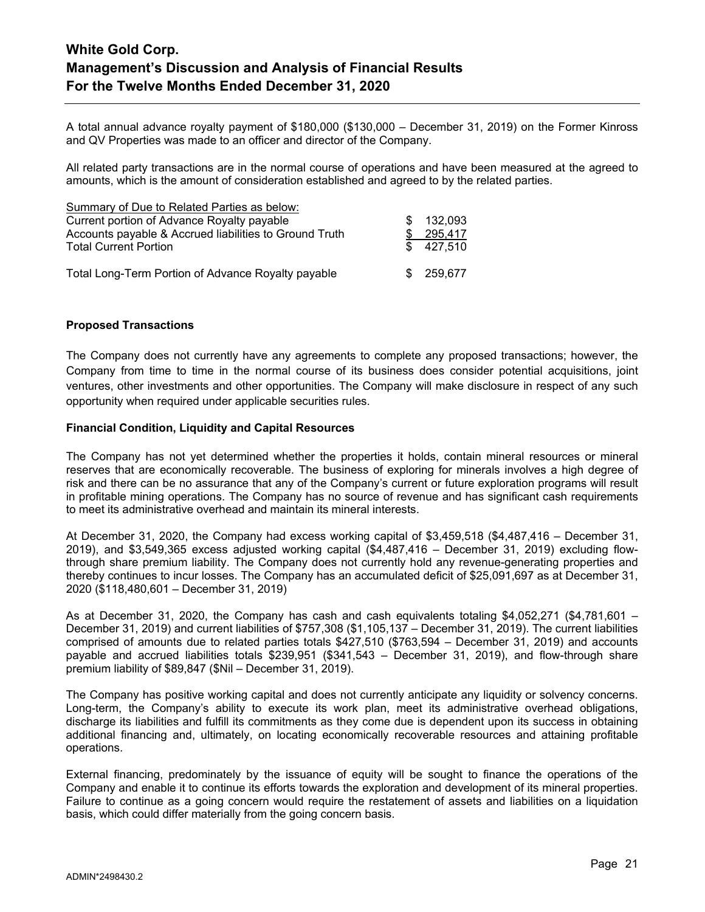A total annual advance royalty payment of $180,000 ($130,000 – December 31, 2019) on the Former Kinross and QV Properties was made to an officer and director of the Company.

All related party transactions are in the normal course of operations and have been measured at the agreed to amounts, which is the amount of consideration established and agreed to by the related parties.

| Summary of Due to Related Parties as below: | |
|---|---|
| Current portion of Advance Royalty payable | $ 132,093 |
| Accounts payable & Accrued liabilities to Ground Truth | $ 295,417 |
| Total Current Portion | $ 427,510 |
| | |
| Total Long-Term Portion of Advance Royalty payable | $ 259,677 |

**Proposed Transactions**

The Company does not currently have any agreements to complete any proposed transactions; however, the Company from time to time in the normal course of its business does consider potential acquisitions, joint ventures, other investments and other opportunities. The Company will make disclosure in respect of any such opportunity when required under applicable securities rules.

**Financial Condition, Liquidity and Capital Resources**

The Company has not yet determined whether the properties it holds, contain mineral resources or mineral reserves that are economically recoverable. The business of exploring for minerals involves a high degree of risk and there can be no assurance that any of the Company's current or future exploration programs will result in profitable mining operations. The Company has no source of revenue and has significant cash requirements to meet its administrative overhead and maintain its mineral interests.

At December 31, 2020, the Company had excess working capital of $3,459,518 ($4,487,416 – December 31, 2019), and $3,549,365 excess adjusted working capital ($4,487,416 – December 31, 2019) excluding flow-through share premium liability. The Company does not currently hold any revenue-generating properties and thereby continues to incur losses. The Company has an accumulated deficit of $25,091,697 as at December 31, 2020 ($118,480,601 – December 31, 2019)

As at December 31, 2020, the Company has cash and cash equivalents totaling $4,052,271 ($4,781,601 – December 31, 2019) and current liabilities of $757,308 ($1,105,137 – December 31, 2019). The current liabilities comprised of amounts due to related parties totals $427,510 ($763,594 – December 31, 2019) and accounts payable and accrued liabilities totals $239,951 ($341,543 – December 31, 2019), and flow-through share premium liability of $89,847 ($Nil – December 31, 2019).

The Company has positive working capital and does not currently anticipate any liquidity or solvency concerns. Long-term, the Company's ability to execute its work plan, meet its administrative overhead obligations, discharge its liabilities and fulfill its commitments as they come due is dependent upon its success in obtaining additional financing and, ultimately, on locating economically recoverable resources and attaining profitable operations.

External financing, predominately by the issuance of equity will be sought to finance the operations of the Company and enable it to continue its efforts towards the exploration and development of its mineral properties. Failure to continue as a going concern would require the restatement of assets and liabilities on a liquidation basis, which could differ materially from the going concern basis.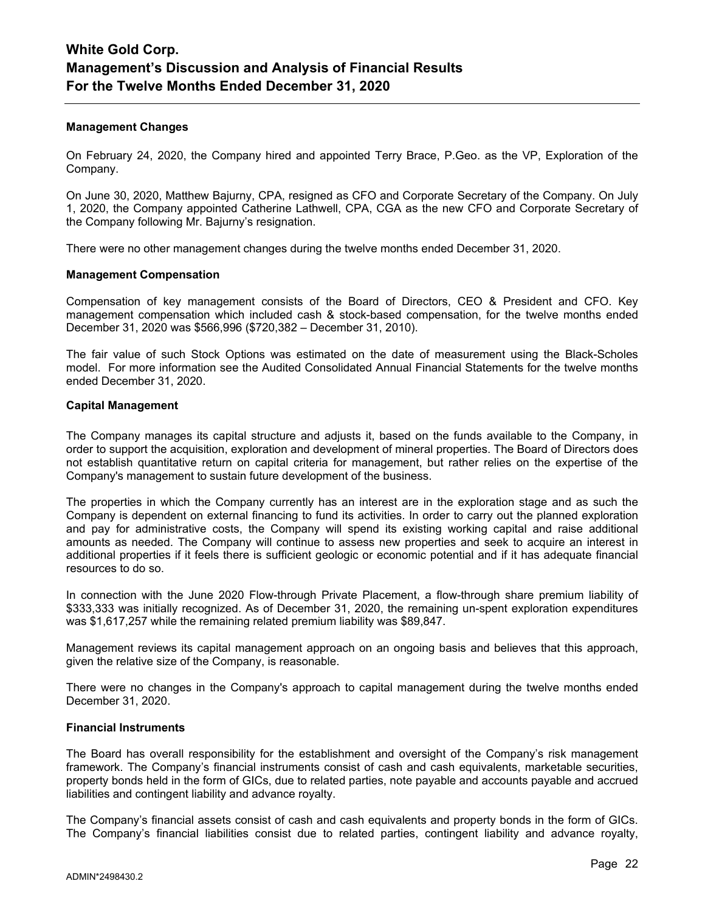#### Management Changes

On February 24, 2020, the Company hired and appointed Terry Brace, P.Geo. as the VP, Exploration of the Company.

On June 30, 2020, Matthew Bajurny, CPA, resigned as CFO and Corporate Secretary of the Company. On July 1, 2020, the Company appointed Catherine Lathwell, CPA, CGA as the new CFO and Corporate Secretary of the Company following Mr. Bajurny's resignation.

There were no other management changes during the twelve months ended December 31, 2020.

#### Management Compensation

Compensation of key management consists of the Board of Directors, CEO & President and CFO. Key management compensation which included cash & stock-based compensation, for the twelve months ended December 31, 2020 was $566,996 ($720,382 – December 31, 2010).

The fair value of such Stock Options was estimated on the date of measurement using the Black-Scholes model. For more information see the Audited Consolidated Annual Financial Statements for the twelve months ended December 31, 2020.

#### Capital Management

The Company manages its capital structure and adjusts it, based on the funds available to the Company, in order to support the acquisition, exploration and development of mineral properties. The Board of Directors does not establish quantitative return on capital criteria for management, but rather relies on the expertise of the Company's management to sustain future development of the business.

The properties in which the Company currently has an interest are in the exploration stage and as such the Company is dependent on external financing to fund its activities. In order to carry out the planned exploration and pay for administrative costs, the Company will spend its existing working capital and raise additional amounts as needed. The Company will continue to assess new properties and seek to acquire an interest in additional properties if it feels there is sufficient geologic or economic potential and if it has adequate financial resources to do so.

In connection with the June 2020 Flow-through Private Placement, a flow-through share premium liability of $333,333 was initially recognized. As of December 31, 2020, the remaining un-spent exploration expenditures was $1,617,257 while the remaining related premium liability was $89,847.

Management reviews its capital management approach on an ongoing basis and believes that this approach, given the relative size of the Company, is reasonable.

There were no changes in the Company's approach to capital management during the twelve months ended December 31, 2020.

#### Financial Instruments

The Board has overall responsibility for the establishment and oversight of the Company's risk management framework. The Company's financial instruments consist of cash and cash equivalents, marketable securities, property bonds held in the form of GICs, due to related parties, note payable and accounts payable and accrued liabilities and contingent liability and advance royalty.

The Company's financial assets consist of cash and cash equivalents and property bonds in the form of GICs. The Company's financial liabilities consist due to related parties, contingent liability and advance royalty,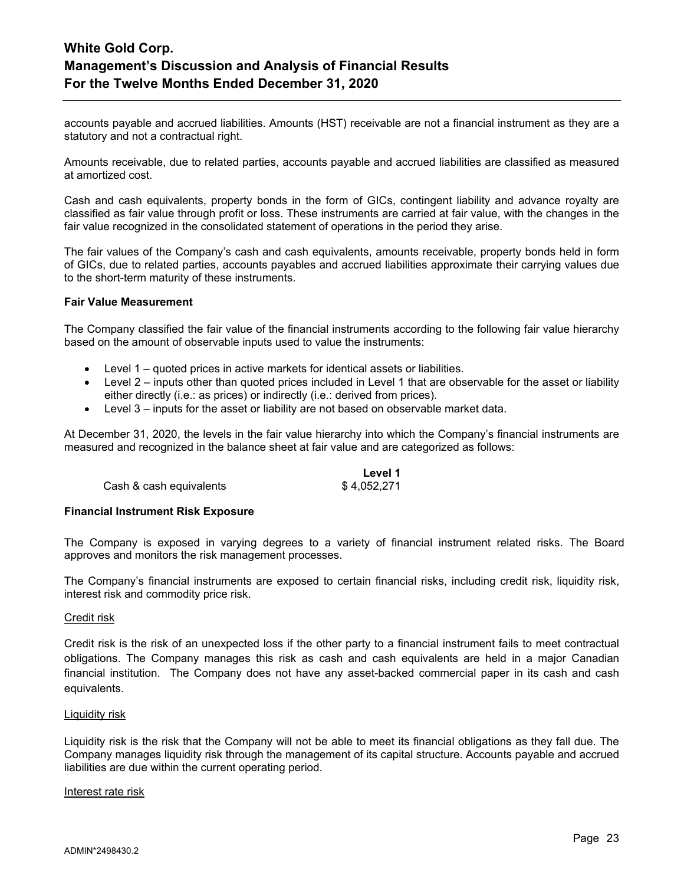accounts payable and accrued liabilities. Amounts (HST) receivable are not a financial instrument as they are a statutory and not a contractual right.

Amounts receivable, due to related parties, accounts payable and accrued liabilities are classified as measured at amortized cost.

Cash and cash equivalents, property bonds in the form of GICs, contingent liability and advance royalty are classified as fair value through profit or loss. These instruments are carried at fair value, with the changes in the fair value recognized in the consolidated statement of operations in the period they arise.

The fair values of the Company's cash and cash equivalents, amounts receivable, property bonds held in form of GICs, due to related parties, accounts payables and accrued liabilities approximate their carrying values due to the short-term maturity of these instruments.

**Fair Value Measurement**

The Company classified the fair value of the financial instruments according to the following fair value hierarchy based on the amount of observable inputs used to value the instruments:

- Level 1 – quoted prices in active markets for identical assets or liabilities.
- Level 2 – inputs other than quoted prices included in Level 1 that are observable for the asset or liability either directly (i.e.: as prices) or indirectly (i.e.: derived from prices).
- Level 3 – inputs for the asset or liability are not based on observable market data.

At December 31, 2020, the levels in the fair value hierarchy into which the Company's financial instruments are measured and recognized in the balance sheet at fair value and are categorized as follows:

| | **Level 1** |
|---|---|
| Cash & cash equivalents | $ 4,052,271 |

**Financial Instrument Risk Exposure**

The Company is exposed in varying degrees to a variety of financial instrument related risks. The Board approves and monitors the risk management processes.

The Company's financial instruments are exposed to certain financial risks, including credit risk, liquidity risk, interest risk and commodity price risk.

Credit risk

Credit risk is the risk of an unexpected loss if the other party to a financial instrument fails to meet contractual obligations. The Company manages this risk as cash and cash equivalents are held in a major Canadian financial institution. The Company does not have any asset-backed commercial paper in its cash and cash equivalents.

Liquidity risk

Liquidity risk is the risk that the Company will not be able to meet its financial obligations as they fall due. The Company manages liquidity risk through the management of its capital structure. Accounts payable and accrued liabilities are due within the current operating period.

Interest rate risk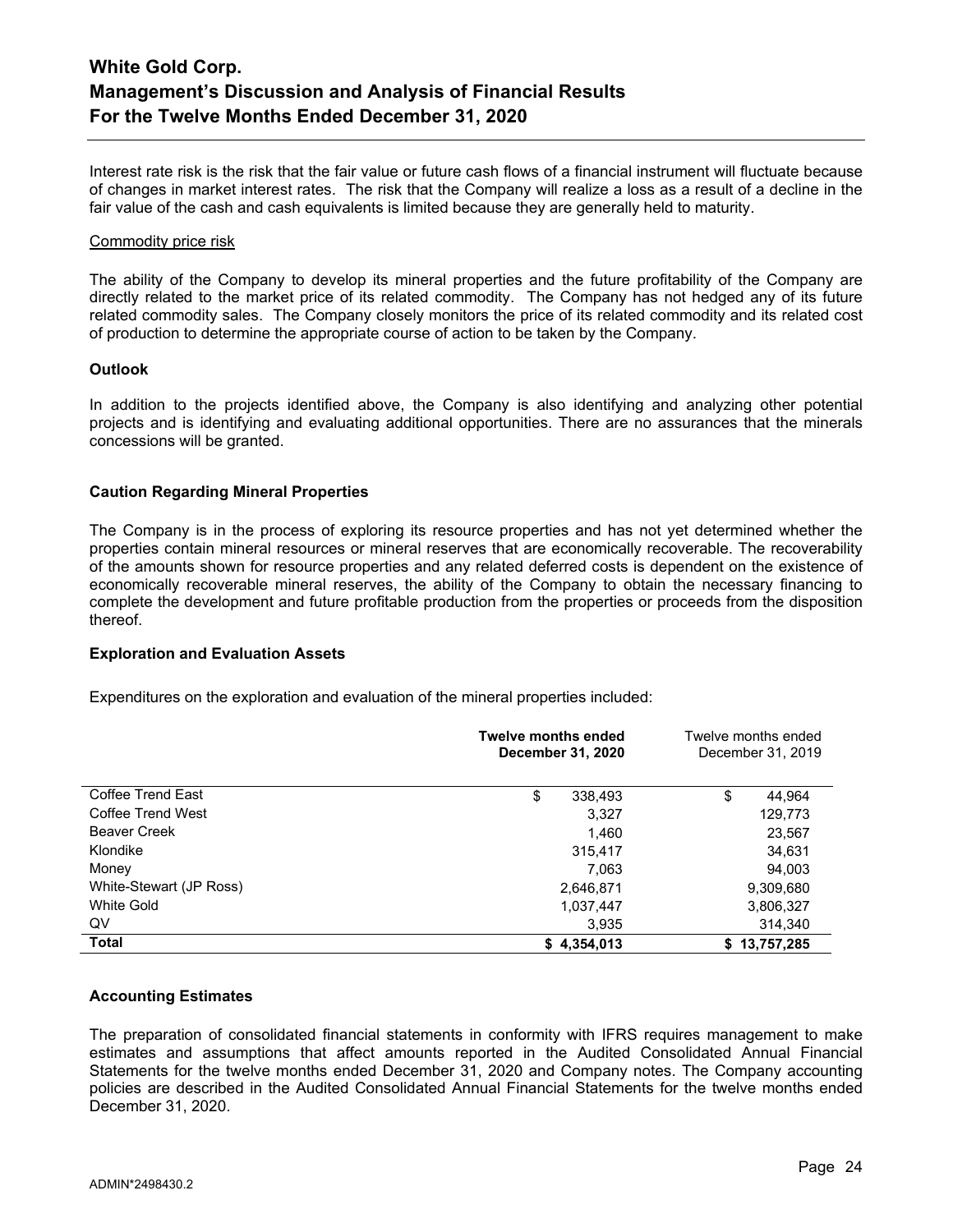Interest rate risk is the risk that the fair value or future cash flows of a financial instrument will fluctuate because of changes in market interest rates. The risk that the Company will realize a loss as a result of a decline in the fair value of the cash and cash equivalents is limited because they are generally held to maturity.

Commodity price risk

The ability of the Company to develop its mineral properties and the future profitability of the Company are directly related to the market price of its related commodity. The Company has not hedged any of its future related commodity sales. The Company closely monitors the price of its related commodity and its related cost of production to determine the appropriate course of action to be taken by the Company.

**Outlook**

In addition to the projects identified above, the Company is also identifying and analyzing other potential projects and is identifying and evaluating additional opportunities. There are no assurances that the minerals concessions will be granted.

**Caution Regarding Mineral Properties**

The Company is in the process of exploring its resource properties and has not yet determined whether the properties contain mineral resources or mineral reserves that are economically recoverable. The recoverability of the amounts shown for resource properties and any related deferred costs is dependent on the existence of economically recoverable mineral reserves, the ability of the Company to obtain the necessary financing to complete the development and future profitable production from the properties or proceeds from the disposition thereof.

**Exploration and Evaluation Assets**

Expenditures on the exploration and evaluation of the mineral properties included:

| | **Twelve months ended December 31, 2020** | Twelve months ended December 31, 2019 |
|---|---|---|
| Coffee Trend East | $ 338,493 | $ 44,964 |
| Coffee Trend West | 3,327 | 129,773 |
| Beaver Creek | 1,460 | 23,567 |
| Klondike | 315,417 | 34,631 |
| Money | 7,063 | 94,003 |
| White-Stewart (JP Ross) | 2,646,871 | 9,309,680 |
| White Gold | 1,037,447 | 3,806,327 |
| QV | 3,935 | 314,340 |
| **Total** | **$ 4,354,013** | **$ 13,757,285** |

**Accounting Estimates**

The preparation of consolidated financial statements in conformity with IFRS requires management to make estimates and assumptions that affect amounts reported in the Audited Consolidated Annual Financial Statements for the twelve months ended December 31, 2020 and Company notes. The Company accounting policies are described in the Audited Consolidated Annual Financial Statements for the twelve months ended December 31, 2020.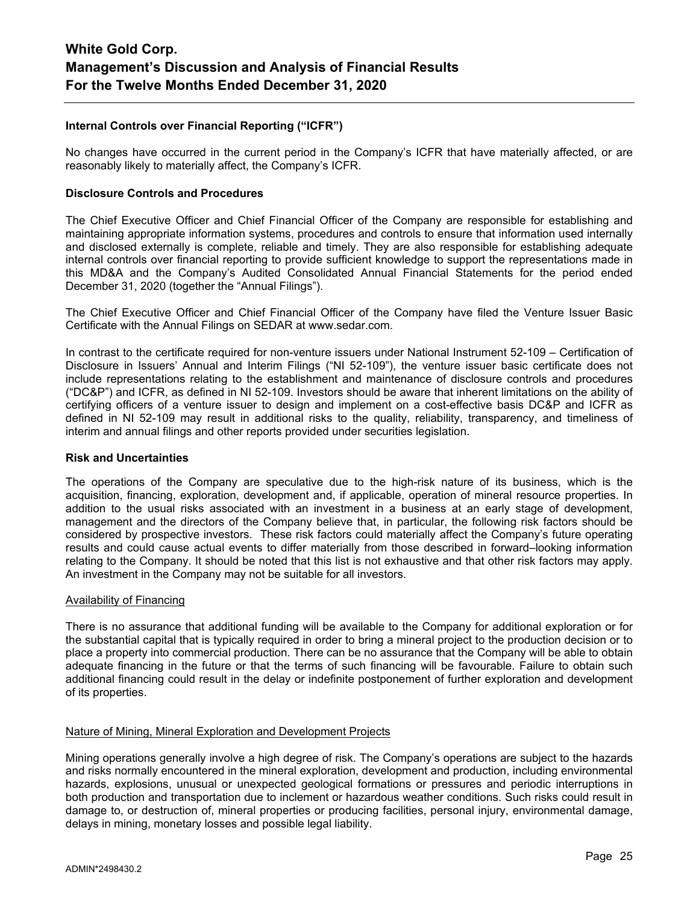### Internal Controls over Financial Reporting ("ICFR")

No changes have occurred in the current period in the Company's ICFR that have materially affected, or are reasonably likely to materially affect, the Company's ICFR.

### Disclosure Controls and Procedures

The Chief Executive Officer and Chief Financial Officer of the Company are responsible for establishing and maintaining appropriate information systems, procedures and controls to ensure that information used internally and disclosed externally is complete, reliable and timely. They are also responsible for establishing adequate internal controls over financial reporting to provide sufficient knowledge to support the representations made in this MD&A and the Company's Audited Consolidated Annual Financial Statements for the period ended December 31, 2020 (together the "Annual Filings").

The Chief Executive Officer and Chief Financial Officer of the Company have filed the Venture Issuer Basic Certificate with the Annual Filings on SEDAR at www.sedar.com.

In contrast to the certificate required for non-venture issuers under National Instrument 52-109 – Certification of Disclosure in Issuers' Annual and Interim Filings ("NI 52-109"), the venture issuer basic certificate does not include representations relating to the establishment and maintenance of disclosure controls and procedures ("DC&P") and ICFR, as defined in NI 52-109. Investors should be aware that inherent limitations on the ability of certifying officers of a venture issuer to design and implement on a cost-effective basis DC&P and ICFR as defined in NI 52-109 may result in additional risks to the quality, reliability, transparency, and timeliness of interim and annual filings and other reports provided under securities legislation.

### Risk and Uncertainties

The operations of the Company are speculative due to the high-risk nature of its business, which is the acquisition, financing, exploration, development and, if applicable, operation of mineral resource properties. In addition to the usual risks associated with an investment in a business at an early stage of development, management and the directors of the Company believe that, in particular, the following risk factors should be considered by prospective investors. These risk factors could materially affect the Company's future operating results and could cause actual events to differ materially from those described in forward–looking information relating to the Company. It should be noted that this list is not exhaustive and that other risk factors may apply. An investment in the Company may not be suitable for all investors.

#### Availability of Financing

There is no assurance that additional funding will be available to the Company for additional exploration or for the substantial capital that is typically required in order to bring a mineral project to the production decision or to place a property into commercial production. There can be no assurance that the Company will be able to obtain adequate financing in the future or that the terms of such financing will be favourable. Failure to obtain such additional financing could result in the delay or indefinite postponement of further exploration and development of its properties.

#### Nature of Mining, Mineral Exploration and Development Projects

Mining operations generally involve a high degree of risk. The Company's operations are subject to the hazards and risks normally encountered in the mineral exploration, development and production, including environmental hazards, explosions, unusual or unexpected geological formations or pressures and periodic interruptions in both production and transportation due to inclement or hazardous weather conditions. Such risks could result in damage to, or destruction of, mineral properties or producing facilities, personal injury, environmental damage, delays in mining, monetary losses and possible legal liability.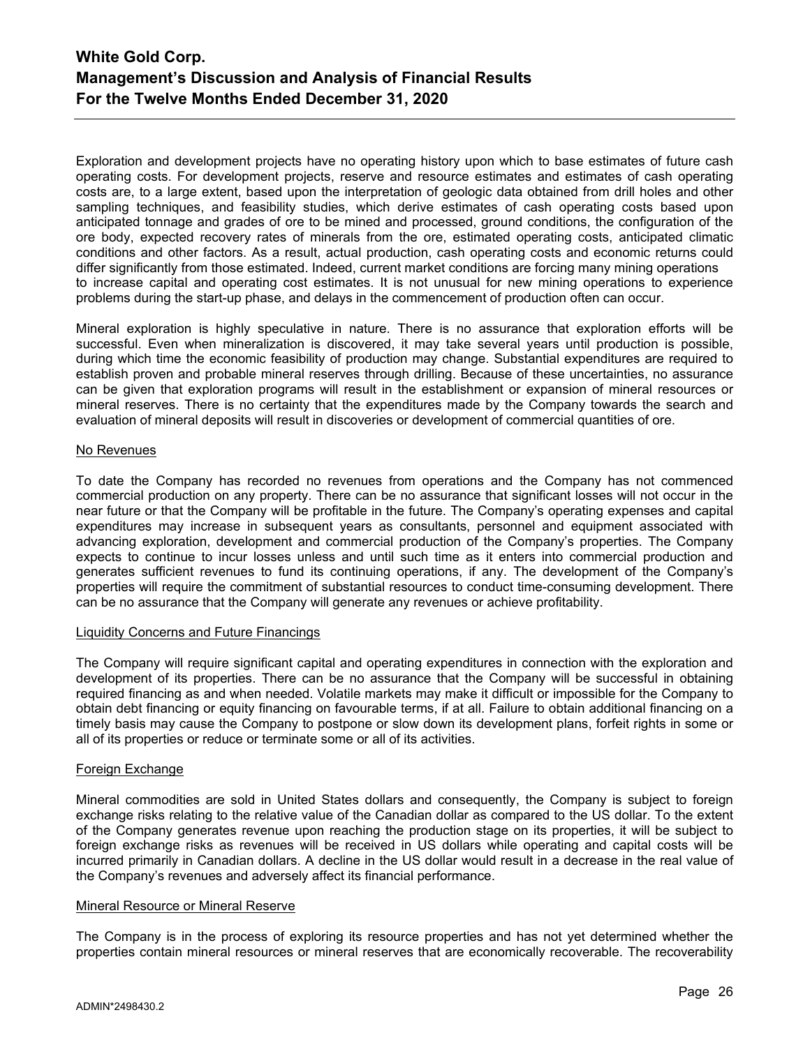Exploration and development projects have no operating history upon which to base estimates of future cash operating costs. For development projects, reserve and resource estimates and estimates of cash operating costs are, to a large extent, based upon the interpretation of geologic data obtained from drill holes and other sampling techniques, and feasibility studies, which derive estimates of cash operating costs based upon anticipated tonnage and grades of ore to be mined and processed, ground conditions, the configuration of the ore body, expected recovery rates of minerals from the ore, estimated operating costs, anticipated climatic conditions and other factors. As a result, actual production, cash operating costs and economic returns could differ significantly from those estimated. Indeed, current market conditions are forcing many mining operations to increase capital and operating cost estimates. It is not unusual for new mining operations to experience problems during the start-up phase, and delays in the commencement of production often can occur.

Mineral exploration is highly speculative in nature. There is no assurance that exploration efforts will be successful. Even when mineralization is discovered, it may take several years until production is possible, during which time the economic feasibility of production may change. Substantial expenditures are required to establish proven and probable mineral reserves through drilling. Because of these uncertainties, no assurance can be given that exploration programs will result in the establishment or expansion of mineral resources or mineral reserves. There is no certainty that the expenditures made by the Company towards the search and evaluation of mineral deposits will result in discoveries or development of commercial quantities of ore.

#### No Revenues

To date the Company has recorded no revenues from operations and the Company has not commenced commercial production on any property. There can be no assurance that significant losses will not occur in the near future or that the Company will be profitable in the future. The Company's operating expenses and capital expenditures may increase in subsequent years as consultants, personnel and equipment associated with advancing exploration, development and commercial production of the Company's properties. The Company expects to continue to incur losses unless and until such time as it enters into commercial production and generates sufficient revenues to fund its continuing operations, if any. The development of the Company's properties will require the commitment of substantial resources to conduct time-consuming development. There can be no assurance that the Company will generate any revenues or achieve profitability.

#### Liquidity Concerns and Future Financings

The Company will require significant capital and operating expenditures in connection with the exploration and development of its properties. There can be no assurance that the Company will be successful in obtaining required financing as and when needed. Volatile markets may make it difficult or impossible for the Company to obtain debt financing or equity financing on favourable terms, if at all. Failure to obtain additional financing on a timely basis may cause the Company to postpone or slow down its development plans, forfeit rights in some or all of its properties or reduce or terminate some or all of its activities.

#### Foreign Exchange

Mineral commodities are sold in United States dollars and consequently, the Company is subject to foreign exchange risks relating to the relative value of the Canadian dollar as compared to the US dollar. To the extent of the Company generates revenue upon reaching the production stage on its properties, it will be subject to foreign exchange risks as revenues will be received in US dollars while operating and capital costs will be incurred primarily in Canadian dollars. A decline in the US dollar would result in a decrease in the real value of the Company's revenues and adversely affect its financial performance.

#### Mineral Resource or Mineral Reserve

The Company is in the process of exploring its resource properties and has not yet determined whether the properties contain mineral resources or mineral reserves that are economically recoverable. The recoverability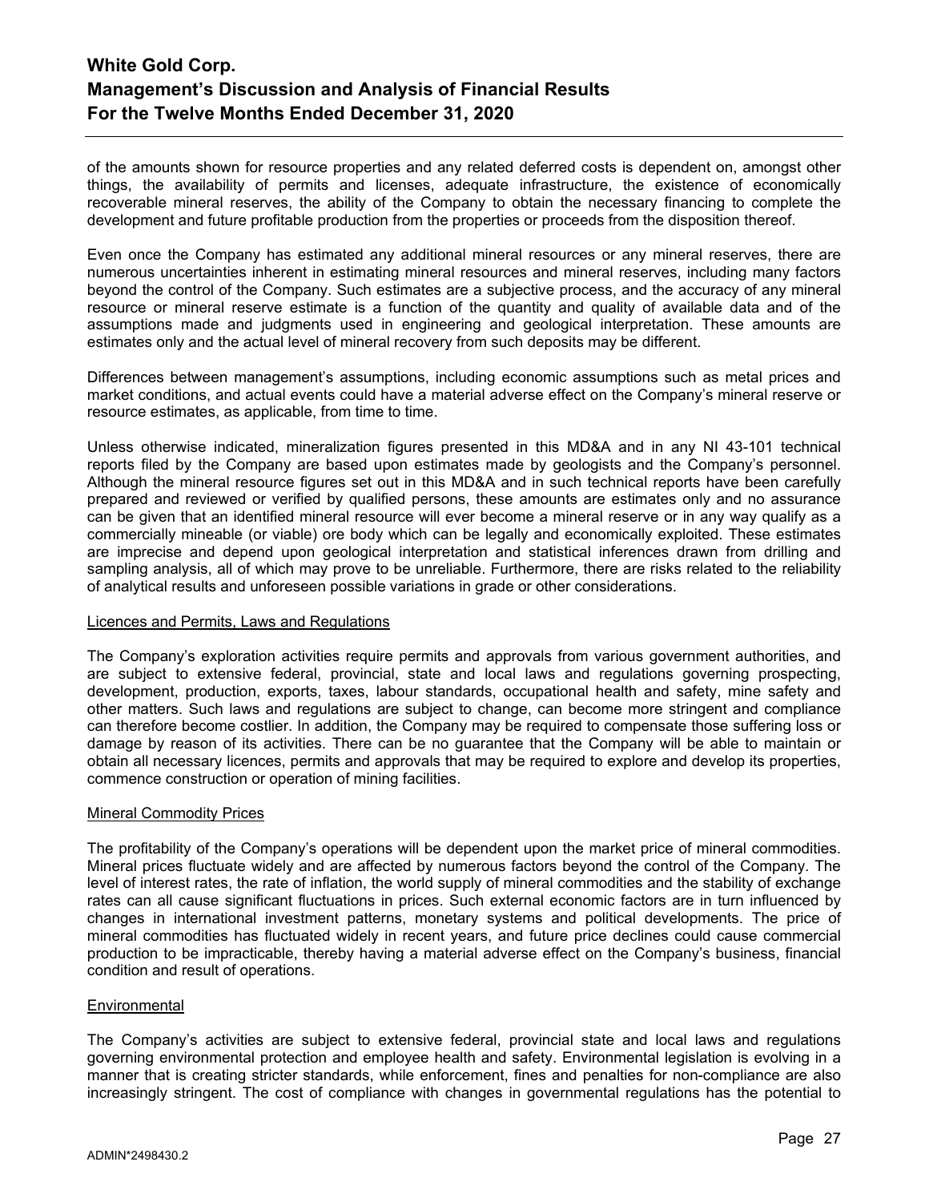of the amounts shown for resource properties and any related deferred costs is dependent on, amongst other things, the availability of permits and licenses, adequate infrastructure, the existence of economically recoverable mineral reserves, the ability of the Company to obtain the necessary financing to complete the development and future profitable production from the properties or proceeds from the disposition thereof.

Even once the Company has estimated any additional mineral resources or any mineral reserves, there are numerous uncertainties inherent in estimating mineral resources and mineral reserves, including many factors beyond the control of the Company. Such estimates are a subjective process, and the accuracy of any mineral resource or mineral reserve estimate is a function of the quantity and quality of available data and of the assumptions made and judgments used in engineering and geological interpretation. These amounts are estimates only and the actual level of mineral recovery from such deposits may be different.

Differences between management's assumptions, including economic assumptions such as metal prices and market conditions, and actual events could have a material adverse effect on the Company's mineral reserve or resource estimates, as applicable, from time to time.

Unless otherwise indicated, mineralization figures presented in this MD&A and in any NI 43-101 technical reports filed by the Company are based upon estimates made by geologists and the Company's personnel. Although the mineral resource figures set out in this MD&A and in such technical reports have been carefully prepared and reviewed or verified by qualified persons, these amounts are estimates only and no assurance can be given that an identified mineral resource will ever become a mineral reserve or in any way qualify as a commercially mineable (or viable) ore body which can be legally and economically exploited. These estimates are imprecise and depend upon geological interpretation and statistical inferences drawn from drilling and sampling analysis, all of which may prove to be unreliable. Furthermore, there are risks related to the reliability of analytical results and unforeseen possible variations in grade or other considerations.

#### Licences and Permits, Laws and Regulations

The Company's exploration activities require permits and approvals from various government authorities, and are subject to extensive federal, provincial, state and local laws and regulations governing prospecting, development, production, exports, taxes, labour standards, occupational health and safety, mine safety and other matters. Such laws and regulations are subject to change, can become more stringent and compliance can therefore become costlier. In addition, the Company may be required to compensate those suffering loss or damage by reason of its activities. There can be no guarantee that the Company will be able to maintain or obtain all necessary licences, permits and approvals that may be required to explore and develop its properties, commence construction or operation of mining facilities.

#### Mineral Commodity Prices

The profitability of the Company's operations will be dependent upon the market price of mineral commodities. Mineral prices fluctuate widely and are affected by numerous factors beyond the control of the Company. The level of interest rates, the rate of inflation, the world supply of mineral commodities and the stability of exchange rates can all cause significant fluctuations in prices. Such external economic factors are in turn influenced by changes in international investment patterns, monetary systems and political developments. The price of mineral commodities has fluctuated widely in recent years, and future price declines could cause commercial production to be impracticable, thereby having a material adverse effect on the Company's business, financial condition and result of operations.

#### Environmental

The Company's activities are subject to extensive federal, provincial state and local laws and regulations governing environmental protection and employee health and safety. Environmental legislation is evolving in a manner that is creating stricter standards, while enforcement, fines and penalties for non-compliance are also increasingly stringent. The cost of compliance with changes in governmental regulations has the potential to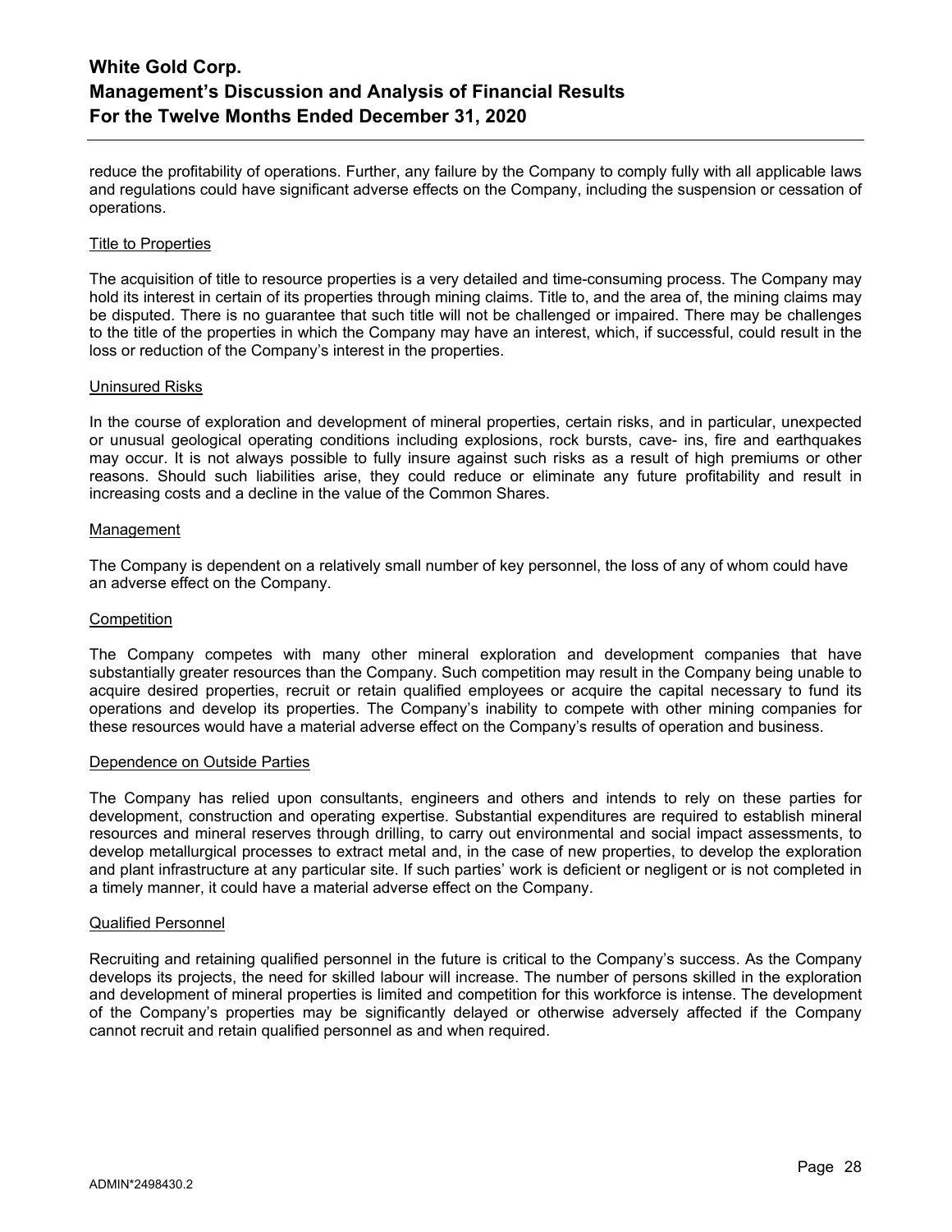reduce the profitability of operations. Further, any failure by the Company to comply fully with all applicable laws and regulations could have significant adverse effects on the Company, including the suspension or cessation of operations.

<u>Title to Properties</u>

The acquisition of title to resource properties is a very detailed and time-consuming process. The Company may hold its interest in certain of its properties through mining claims. Title to, and the area of, the mining claims may be disputed. There is no guarantee that such title will not be challenged or impaired. There may be challenges to the title of the properties in which the Company may have an interest, which, if successful, could result in the loss or reduction of the Company's interest in the properties.

<u>Uninsured Risks</u>

In the course of exploration and development of mineral properties, certain risks, and in particular, unexpected or unusual geological operating conditions including explosions, rock bursts, cave- ins, fire and earthquakes may occur. It is not always possible to fully insure against such risks as a result of high premiums or other reasons. Should such liabilities arise, they could reduce or eliminate any future profitability and result in increasing costs and a decline in the value of the Common Shares.

<u>Management</u>

The Company is dependent on a relatively small number of key personnel, the loss of any of whom could have an adverse effect on the Company.

<u>Competition</u>

The Company competes with many other mineral exploration and development companies that have substantially greater resources than the Company. Such competition may result in the Company being unable to acquire desired properties, recruit or retain qualified employees or acquire the capital necessary to fund its operations and develop its properties. The Company's inability to compete with other mining companies for these resources would have a material adverse effect on the Company's results of operation and business.

<u>Dependence on Outside Parties</u>

The Company has relied upon consultants, engineers and others and intends to rely on these parties for development, construction and operating expertise. Substantial expenditures are required to establish mineral resources and mineral reserves through drilling, to carry out environmental and social impact assessments, to develop metallurgical processes to extract metal and, in the case of new properties, to develop the exploration and plant infrastructure at any particular site. If such parties' work is deficient or negligent or is not completed in a timely manner, it could have a material adverse effect on the Company.

<u>Qualified Personnel</u>

Recruiting and retaining qualified personnel in the future is critical to the Company's success. As the Company develops its projects, the need for skilled labour will increase. The number of persons skilled in the exploration and development of mineral properties is limited and competition for this workforce is intense. The development of the Company's properties may be significantly delayed or otherwise adversely affected if the Company cannot recruit and retain qualified personnel as and when required.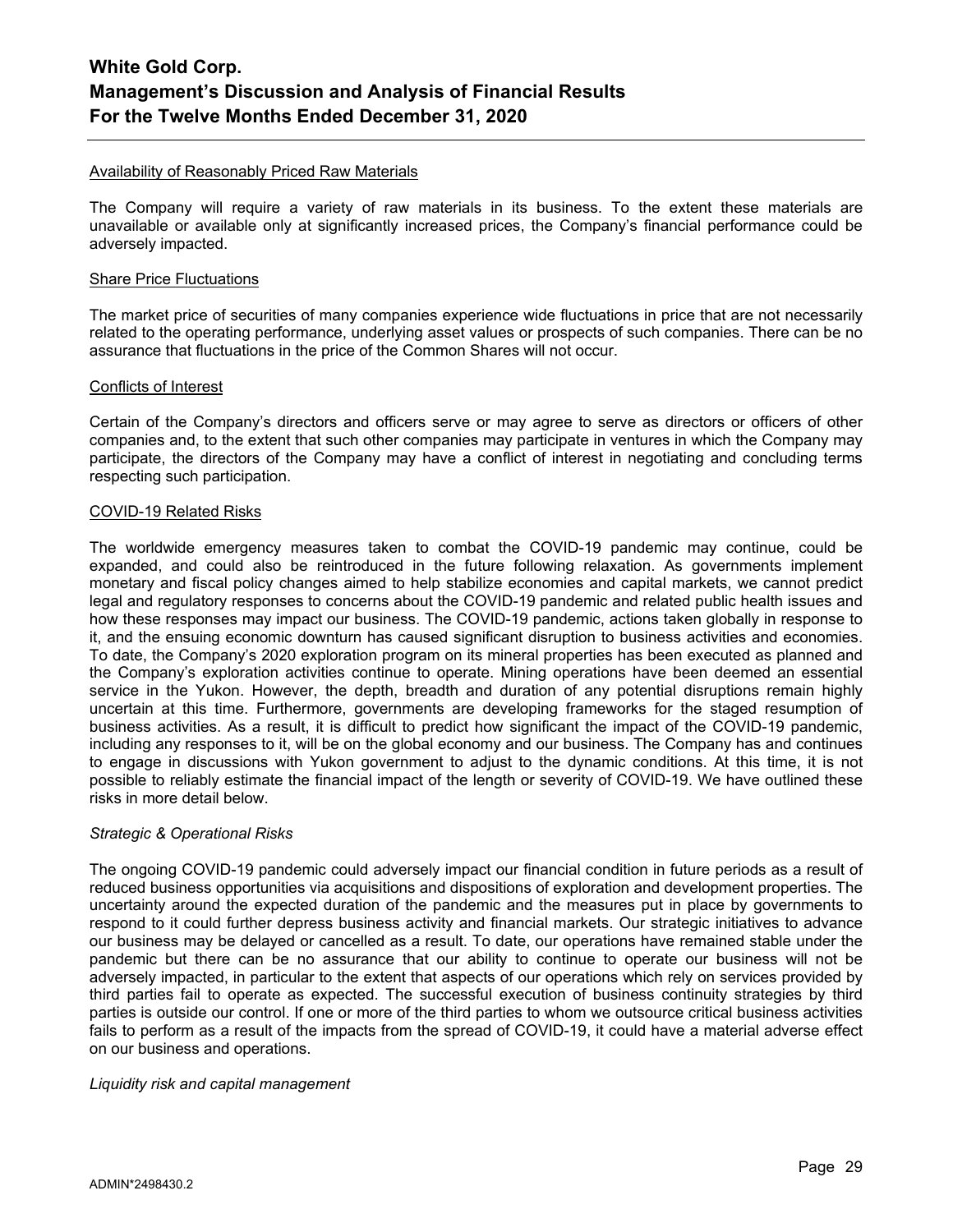Availability of Reasonably Priced Raw Materials

The Company will require a variety of raw materials in its business. To the extent these materials are unavailable or available only at significantly increased prices, the Company's financial performance could be adversely impacted.

Share Price Fluctuations

The market price of securities of many companies experience wide fluctuations in price that are not necessarily related to the operating performance, underlying asset values or prospects of such companies. There can be no assurance that fluctuations in the price of the Common Shares will not occur.

Conflicts of Interest

Certain of the Company's directors and officers serve or may agree to serve as directors or officers of other companies and, to the extent that such other companies may participate in ventures in which the Company may participate, the directors of the Company may have a conflict of interest in negotiating and concluding terms respecting such participation.

COVID-19 Related Risks

The worldwide emergency measures taken to combat the COVID-19 pandemic may continue, could be expanded, and could also be reintroduced in the future following relaxation. As governments implement monetary and fiscal policy changes aimed to help stabilize economies and capital markets, we cannot predict legal and regulatory responses to concerns about the COVID-19 pandemic and related public health issues and how these responses may impact our business. The COVID-19 pandemic, actions taken globally in response to it, and the ensuing economic downturn has caused significant disruption to business activities and economies. To date, the Company's 2020 exploration program on its mineral properties has been executed as planned and the Company's exploration activities continue to operate. Mining operations have been deemed an essential service in the Yukon. However, the depth, breadth and duration of any potential disruptions remain highly uncertain at this time. Furthermore, governments are developing frameworks for the staged resumption of business activities. As a result, it is difficult to predict how significant the impact of the COVID-19 pandemic, including any responses to it, will be on the global economy and our business. The Company has and continues to engage in discussions with Yukon government to adjust to the dynamic conditions. At this time, it is not possible to reliably estimate the financial impact of the length or severity of COVID-19. We have outlined these risks in more detail below.

*Strategic & Operational Risks*

The ongoing COVID-19 pandemic could adversely impact our financial condition in future periods as a result of reduced business opportunities via acquisitions and dispositions of exploration and development properties. The uncertainty around the expected duration of the pandemic and the measures put in place by governments to respond to it could further depress business activity and financial markets. Our strategic initiatives to advance our business may be delayed or cancelled as a result. To date, our operations have remained stable under the pandemic but there can be no assurance that our ability to continue to operate our business will not be adversely impacted, in particular to the extent that aspects of our operations which rely on services provided by third parties fail to operate as expected. The successful execution of business continuity strategies by third parties is outside our control. If one or more of the third parties to whom we outsource critical business activities fails to perform as a result of the impacts from the spread of COVID-19, it could have a material adverse effect on our business and operations.

*Liquidity risk and capital management*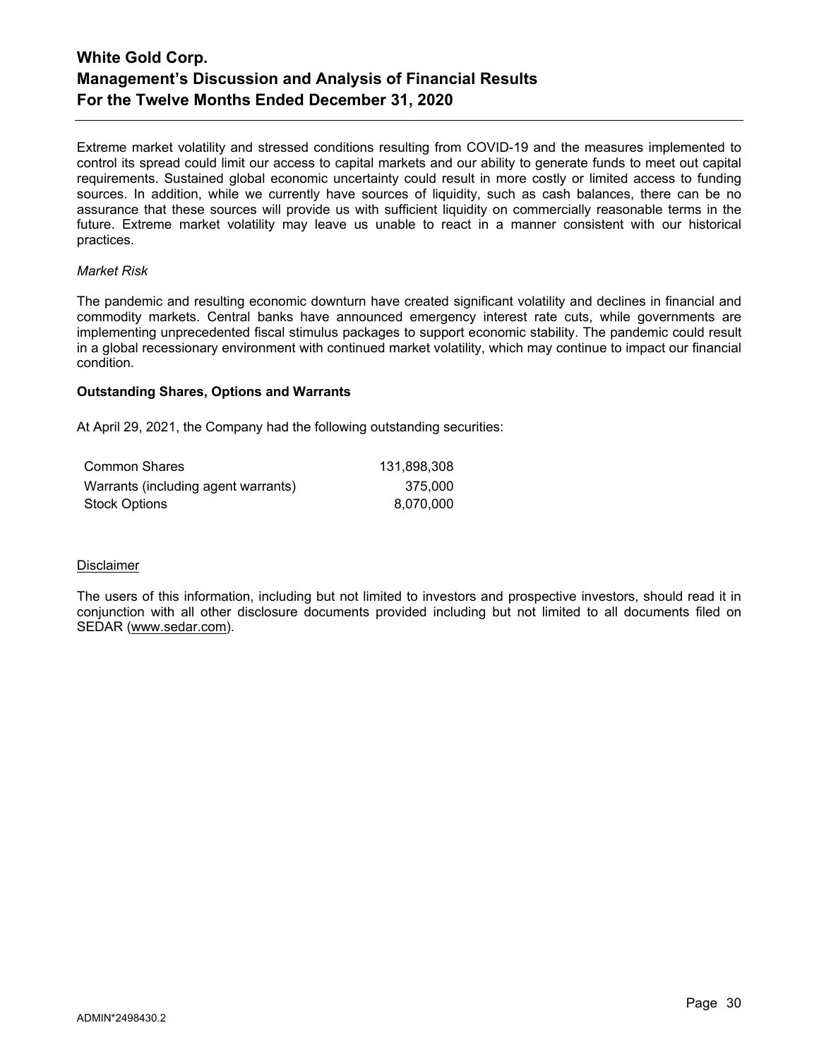Extreme market volatility and stressed conditions resulting from COVID-19 and the measures implemented to control its spread could limit our access to capital markets and our ability to generate funds to meet out capital requirements. Sustained global economic uncertainty could result in more costly or limited access to funding sources. In addition, while we currently have sources of liquidity, such as cash balances, there can be no assurance that these sources will provide us with sufficient liquidity on commercially reasonable terms in the future. Extreme market volatility may leave us unable to react in a manner consistent with our historical practices.

*Market Risk*

The pandemic and resulting economic downturn have created significant volatility and declines in financial and commodity markets. Central banks have announced emergency interest rate cuts, while governments are implementing unprecedented fiscal stimulus packages to support economic stability. The pandemic could result in a global recessionary environment with continued market volatility, which may continue to impact our financial condition.

**Outstanding Shares, Options and Warrants**

At April 29, 2021, the Company had the following outstanding securities:

| | |
|---|---|
| Common Shares | 131,898,308 |
| Warrants (including agent warrants) | 375,000 |
| Stock Options | 8,070,000 |

Disclaimer

The users of this information, including but not limited to investors and prospective investors, should read it in conjunction with all other disclosure documents provided including but not limited to all documents filed on SEDAR (www.sedar.com).